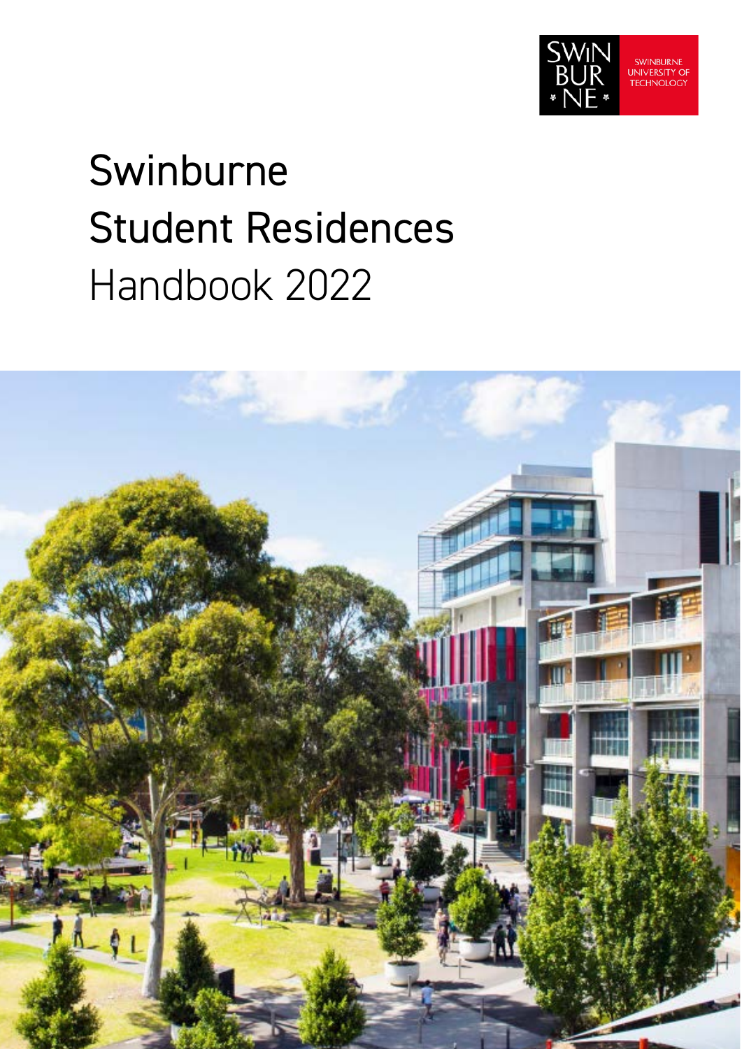SWINBURNE UNIVERSITY OF TECHNOLOGY

# Swinburne Student Residences Handbook 2022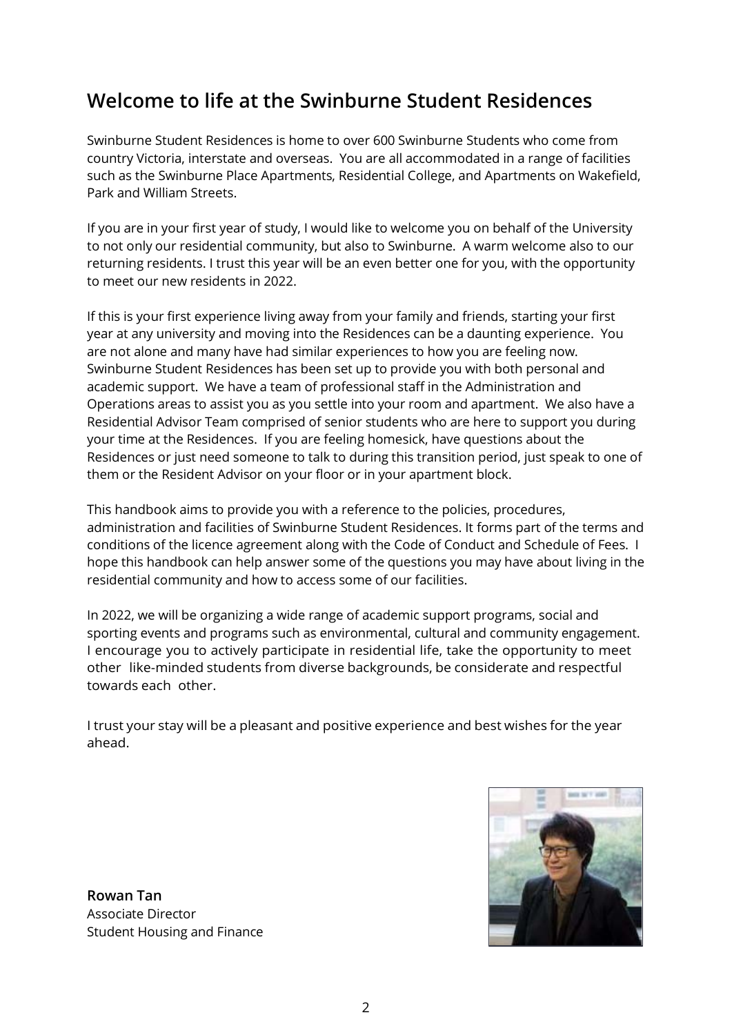## Welcome to life at the Swinburne Student Residences

Swinburne Student Residences is home to over 600 Swinburne Students who come from country Victoria, interstate and overseas. You are all accommodated in a range of facilities such as the Swinburne Place Apartments, Residential College, and Apartments on Wakefield, Park and William Streets.

If you are in your first year of study, I would like to welcome you on behalf of the University to not only our residential community, but also to Swinburne. A warm welcome also to our returning residents. I trust this year will be an even better one for you, with the opportunity to meet our new residents in 2022.

If this is your first experience living away from your family and friends, starting your first year at any university and moving into the Residences can be a daunting experience. You are not alone and many have had similar experiences to how you are feeling now. Swinburne Student Residences has been set up to provide you with both personal and academic support. We have a team of professional staff in the Administration and Operations areas to assist you as you settle into your room and apartment. We also have a Residential Advisor Team comprised of senior students who are here to support you during your time at the Residences. If you are feeling homesick, have questions about the Residences or just need someone to talk to during this transition period, just speak to one of them or the Resident Advisor on your floor or in your apartment block.

This handbook aims to provide you with a reference to the policies, procedures, administration and facilities of Swinburne Student Residences. It forms part of the terms and conditions of the licence agreement along with the Code of Conduct and Schedule of Fees. I hope this handbook can help answer some of the questions you may have about living in the residential community and how to access some of our facilities.

In 2022, we will be organizing a wide range of academic support programs, social and sporting events and programs such as environmental, cultural and community engagement. I encourage you to actively participate in residential life, take the opportunity to meet other like-minded students from diverse backgrounds, be considerate and respectful towards each other.

I trust your stay will be a pleasant and positive experience and best wishes for the year ahead.

**Rowan Tan**
Associate Director
Student Housing and Finance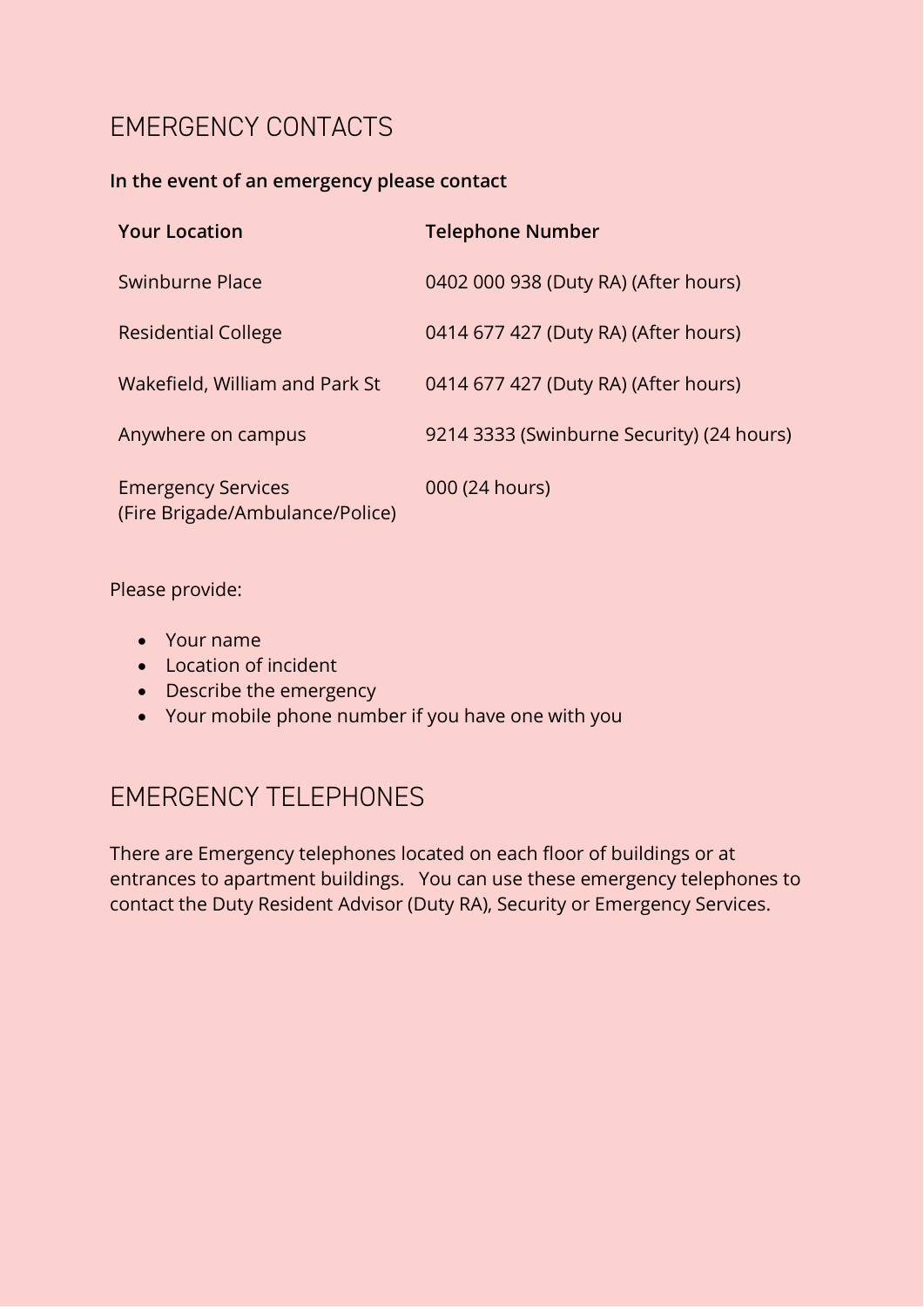## EMERGENCY CONTACTS

**In the event of an emergency please contact**

| **Your Location** | **Telephone Number** |
| --- | --- |
| Swinburne Place | 0402 000 938 (Duty RA) (After hours) |
| Residential College | 0414 677 427 (Duty RA) (After hours) |
| Wakefield, William and Park St | 0414 677 427 (Duty RA) (After hours) |
| Anywhere on campus | 9214 3333 (Swinburne Security) (24 hours) |
| Emergency Services (Fire Brigade/Ambulance/Police) | 000 (24 hours) |

Please provide:

- Your name
- Location of incident
- Describe the emergency
- Your mobile phone number if you have one with you

## EMERGENCY TELEPHONES

There are Emergency telephones located on each floor of buildings or at entrances to apartment buildings. You can use these emergency telephones to contact the Duty Resident Advisor (Duty RA), Security or Emergency Services.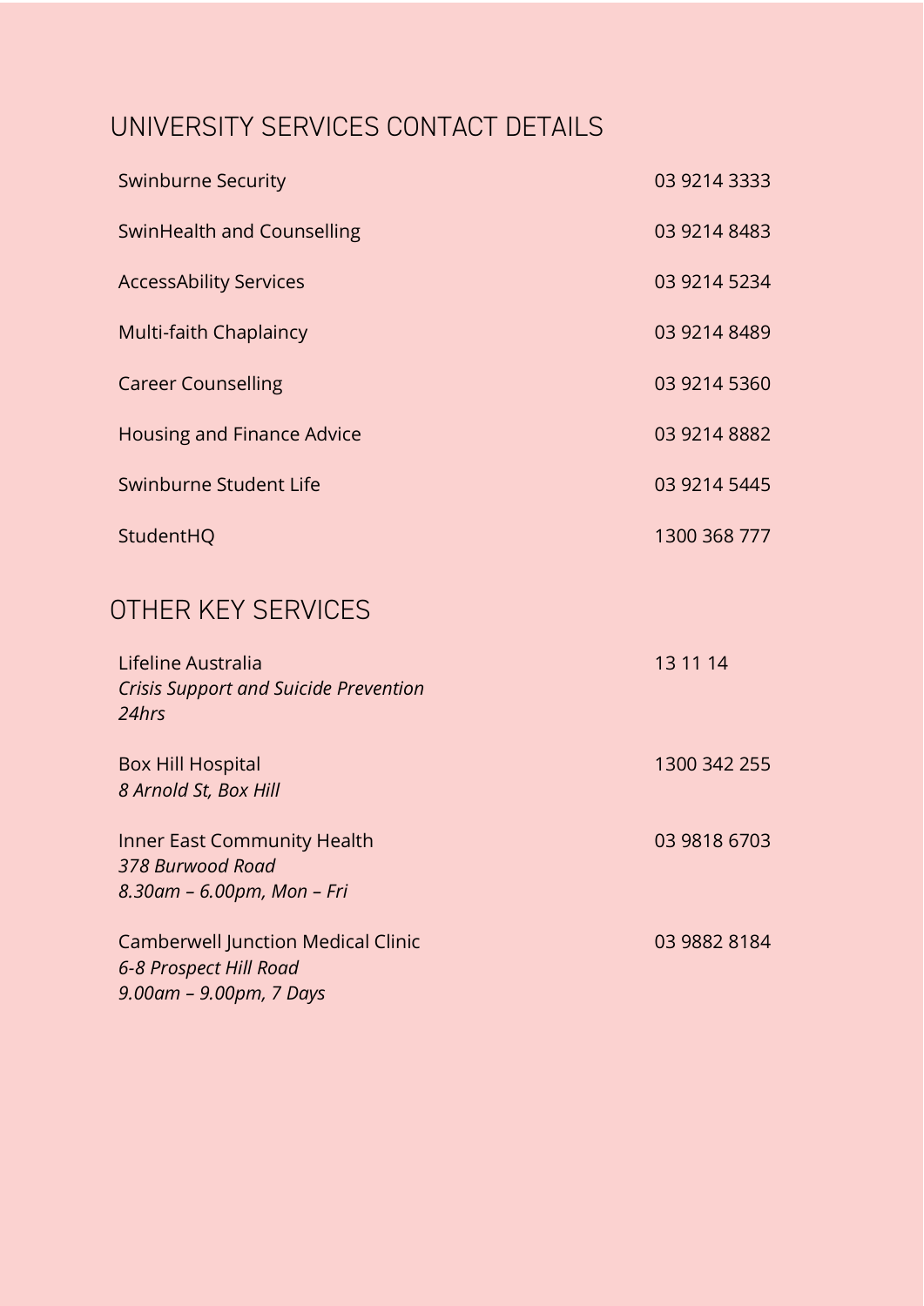## UNIVERSITY SERVICES CONTACT DETAILS

| | |
|---|---|
| Swinburne Security | 03 9214 3333 |
| SwinHealth and Counselling | 03 9214 8483 |
| AccessAbility Services | 03 9214 5234 |
| Multi-faith Chaplaincy | 03 9214 8489 |
| Career Counselling | 03 9214 5360 |
| Housing and Finance Advice | 03 9214 8882 |
| Swinburne Student Life | 03 9214 5445 |
| StudentHQ | 1300 368 777 |

## OTHER KEY SERVICES

| | |
|---|---|
| Lifeline Australia<br>*Crisis Support and Suicide Prevention 24hrs* | 13 11 14 |
| Box Hill Hospital<br>*8 Arnold St, Box Hill* | 1300 342 255 |
| Inner East Community Health<br>*378 Burwood Road*<br>*8.30am – 6.00pm, Mon – Fri* | 03 9818 6703 |
| Camberwell Junction Medical Clinic<br>*6-8 Prospect Hill Road*<br>*9.00am – 9.00pm, 7 Days* | 03 9882 8184 |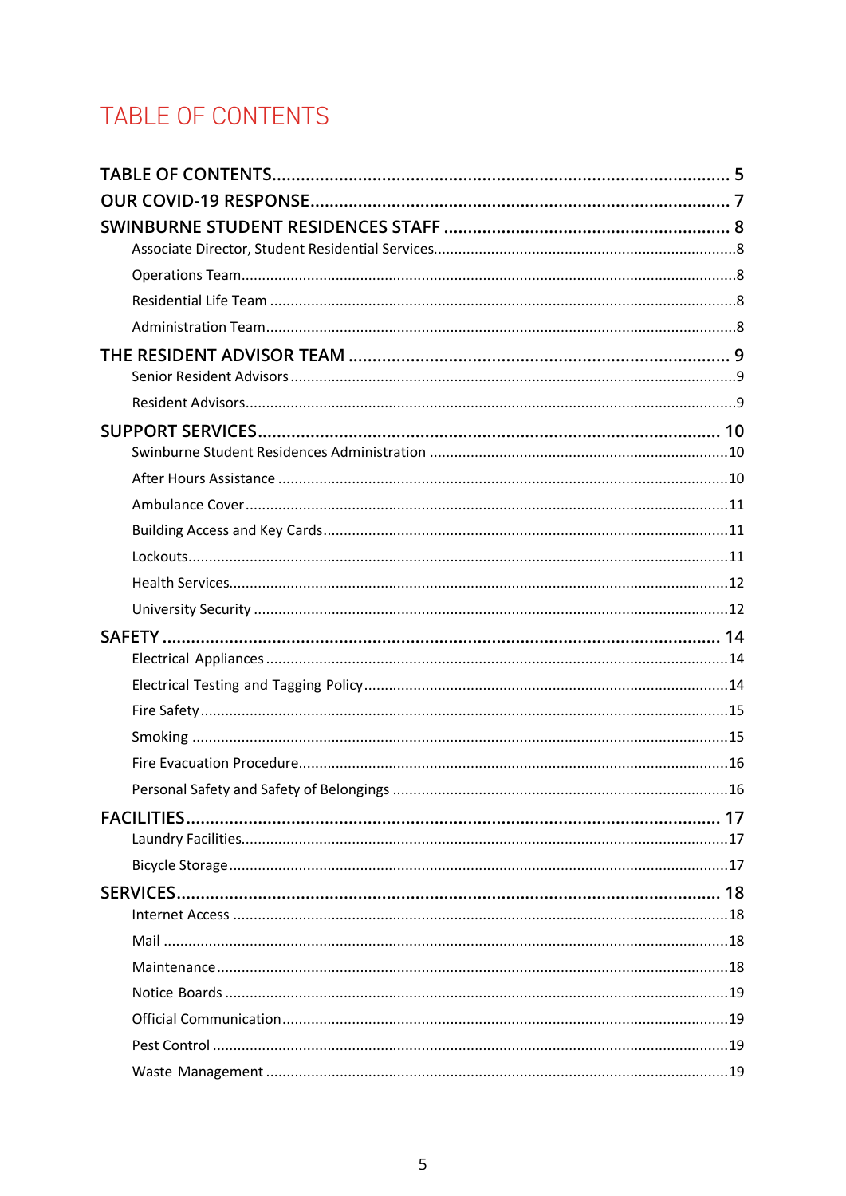# TABLE OF CONTENTS

TABLE OF CONTENTS ........................................................................................ 5

OUR COVID-19 RESPONSE ................................................................................ 7

SWINBURNE STUDENT RESIDENCES STAFF ...................................................... 8

- Associate Director, Student Residential Services ............................................ 8
- Operations Team ............................................................................................ 8
- Residential Life Team ..................................................................................... 8
- Administration Team ...................................................................................... 8

THE RESIDENT ADVISOR TEAM ......................................................................... 9

- Senior Resident Advisors ................................................................................ 9
- Resident Advisors ........................................................................................... 9

SUPPORT SERVICES ......................................................................................... 10

- Swinburne Student Residences Administration ............................................. 10
- After Hours Assistance ................................................................................. 10
- Ambulance Cover .......................................................................................... 11
- Building Access and Key Cards ..................................................................... 11
- Lockouts ....................................................................................................... 11
- Health Services ............................................................................................. 12
- University Security ........................................................................................ 12

SAFETY ............................................................................................................ 14

- Electrical Appliances ..................................................................................... 14
- Electrical Testing and Tagging Policy ............................................................ 14
- Fire Safety ..................................................................................................... 15
- Smoking ........................................................................................................ 15
- Fire Evacuation Procedure ............................................................................ 16
- Personal Safety and Safety of Belongings ..................................................... 16

FACILITIES ....................................................................................................... 17

- Laundry Facilities .......................................................................................... 17
- Bicycle Storage ............................................................................................. 17

SERVICES ......................................................................................................... 18

- Internet Access ............................................................................................. 18
- Mail .............................................................................................................. 18
- Maintenance ................................................................................................. 18
- Notice Boards ............................................................................................... 19
- Official Communication ................................................................................ 19
- Pest Control .................................................................................................. 19
- Waste Management ...................................................................................... 19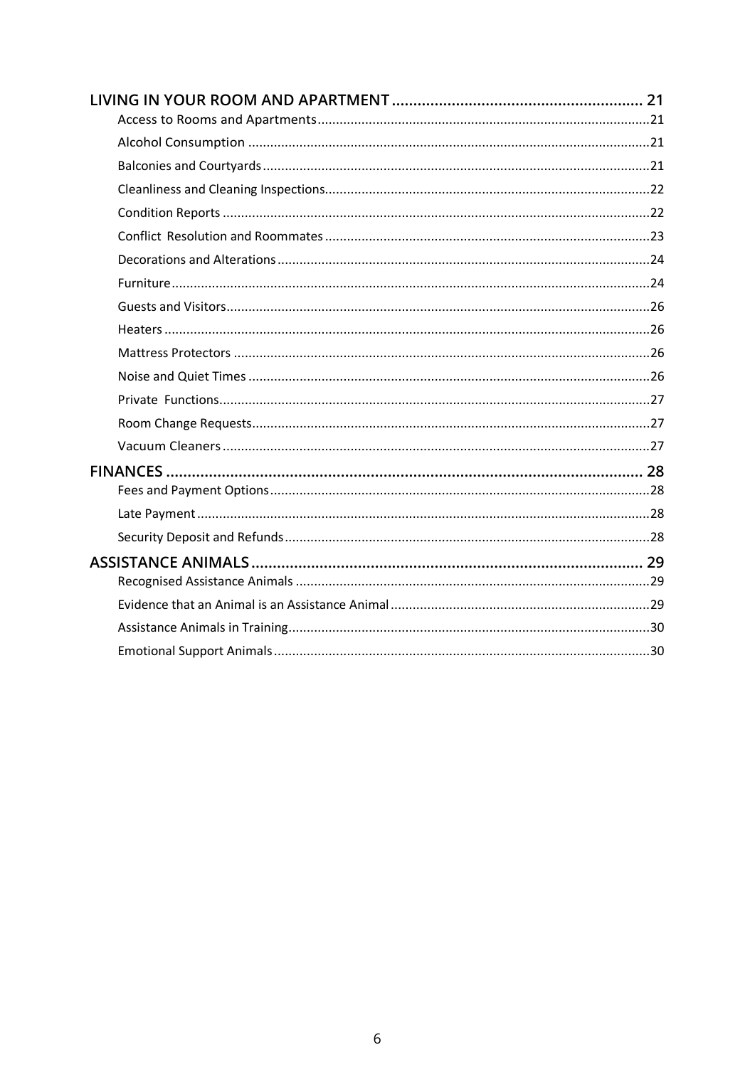**LIVING IN YOUR ROOM AND APARTMENT ........................................................ 21**

Access to Rooms and Apartments........................................................................................21

Alcohol Consumption ...........................................................................................................21

Balconies and Courtyards.....................................................................................................21

Cleanliness and Cleaning Inspections....................................................................................22

Condition Reports .................................................................................................................22

Conflict Resolution and Roommates .....................................................................................23

Decorations and Alterations..................................................................................................24

Furniture...............................................................................................................................24

Guests and Visitors................................................................................................................26

Heaters .................................................................................................................................26

Mattress Protectors ..............................................................................................................26

Noise and Quiet Times ..........................................................................................................26

Private Functions..................................................................................................................27

Room Change Requests.........................................................................................................27

Vacuum Cleaners .................................................................................................................27

**FINANCES ............................................................................................................... 28**

Fees and Payment Options....................................................................................................28

Late Payment ........................................................................................................................28

Security Deposit and Refunds................................................................................................28

**ASSISTANCE ANIMALS .......................................................................................... 29**

Recognised Assistance Animals .............................................................................................29

Evidence that an Animal is an Assistance Animal ...................................................................29

Assistance Animals in Training...............................................................................................30

Emotional Support Animals ...................................................................................................30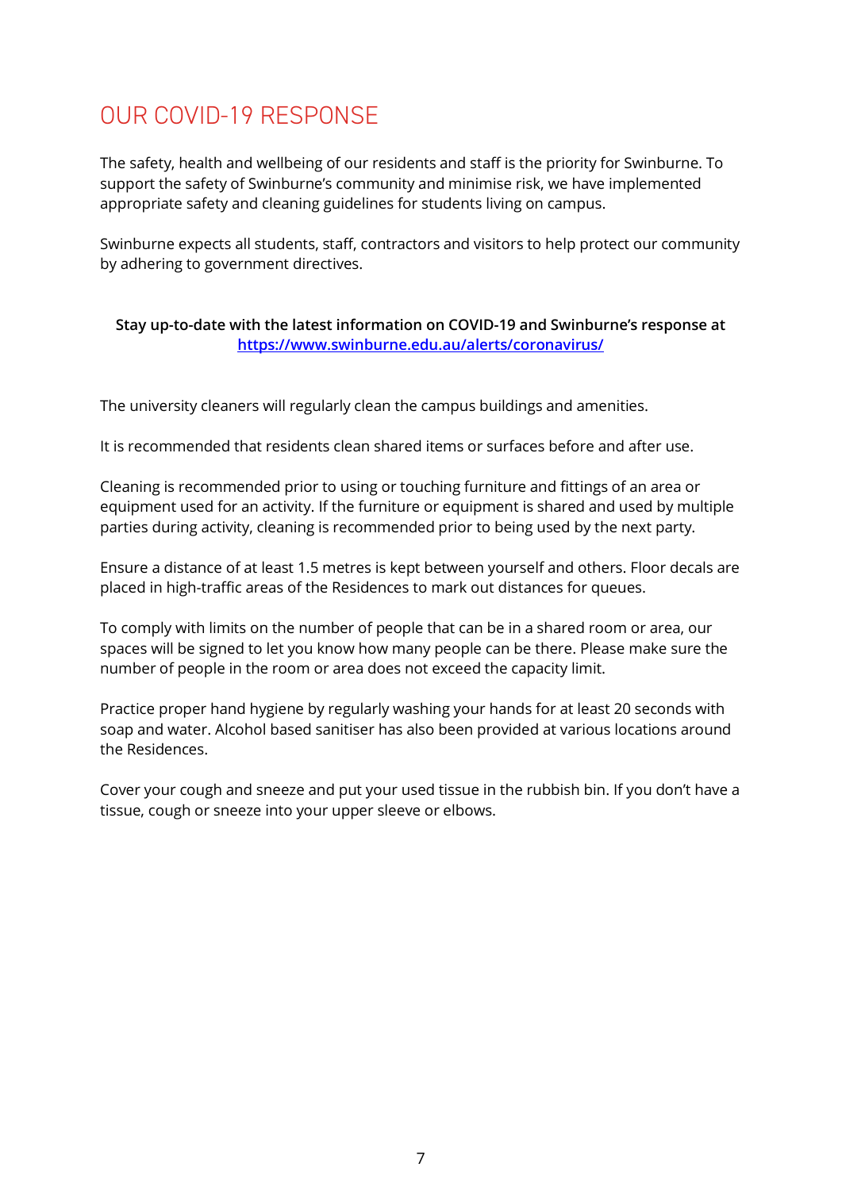# OUR COVID-19 RESPONSE

The safety, health and wellbeing of our residents and staff is the priority for Swinburne. To support the safety of Swinburne's community and minimise risk, we have implemented appropriate safety and cleaning guidelines for students living on campus.

Swinburne expects all students, staff, contractors and visitors to help protect our community by adhering to government directives.

**Stay up-to-date with the latest information on COVID-19 and Swinburne's response at [https://www.swinburne.edu.au/alerts/coronavirus/](https://www.swinburne.edu.au/alerts/coronavirus/)**

The university cleaners will regularly clean the campus buildings and amenities.

It is recommended that residents clean shared items or surfaces before and after use.

Cleaning is recommended prior to using or touching furniture and fittings of an area or equipment used for an activity. If the furniture or equipment is shared and used by multiple parties during activity, cleaning is recommended prior to being used by the next party.

Ensure a distance of at least 1.5 metres is kept between yourself and others. Floor decals are placed in high-traffic areas of the Residences to mark out distances for queues.

To comply with limits on the number of people that can be in a shared room or area, our spaces will be signed to let you know how many people can be there. Please make sure the number of people in the room or area does not exceed the capacity limit.

Practice proper hand hygiene by regularly washing your hands for at least 20 seconds with soap and water. Alcohol based sanitiser has also been provided at various locations around the Residences.

Cover your cough and sneeze and put your used tissue in the rubbish bin. If you don't have a tissue, cough or sneeze into your upper sleeve or elbows.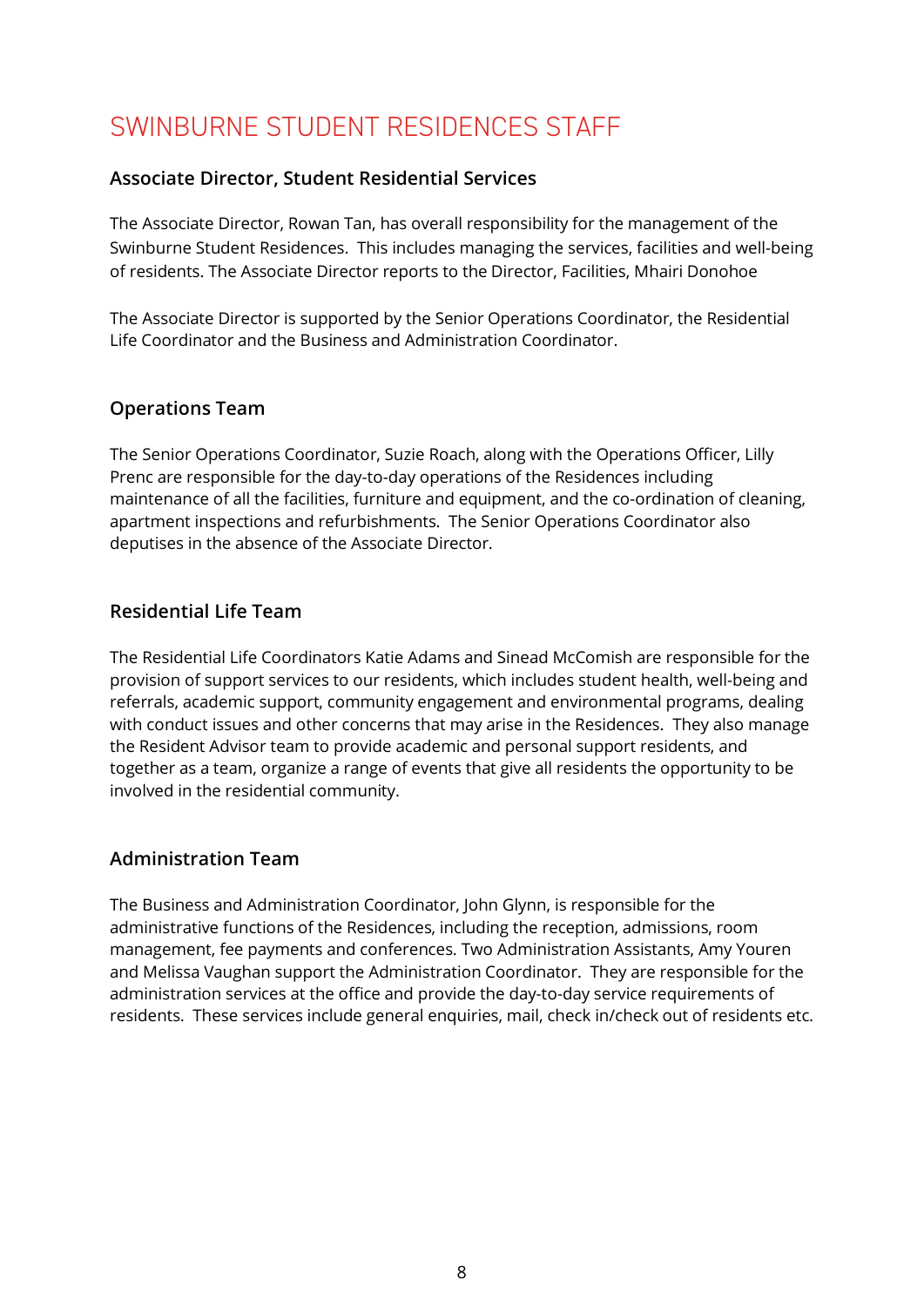# SWINBURNE STUDENT RESIDENCES STAFF

## Associate Director, Student Residential Services

The Associate Director, Rowan Tan, has overall responsibility for the management of the Swinburne Student Residences. This includes managing the services, facilities and well-being of residents. The Associate Director reports to the Director, Facilities, Mhairi Donohoe

The Associate Director is supported by the Senior Operations Coordinator, the Residential Life Coordinator and the Business and Administration Coordinator.

## Operations Team

The Senior Operations Coordinator, Suzie Roach, along with the Operations Officer, Lilly Prenc are responsible for the day-to-day operations of the Residences including maintenance of all the facilities, furniture and equipment, and the co-ordination of cleaning, apartment inspections and refurbishments. The Senior Operations Coordinator also deputises in the absence of the Associate Director.

## Residential Life Team

The Residential Life Coordinators Katie Adams and Sinead McComish are responsible for the provision of support services to our residents, which includes student health, well-being and referrals, academic support, community engagement and environmental programs, dealing with conduct issues and other concerns that may arise in the Residences. They also manage the Resident Advisor team to provide academic and personal support residents, and together as a team, organize a range of events that give all residents the opportunity to be involved in the residential community.

## Administration Team

The Business and Administration Coordinator, John Glynn, is responsible for the administrative functions of the Residences, including the reception, admissions, room management, fee payments and conferences. Two Administration Assistants, Amy Youren and Melissa Vaughan support the Administration Coordinator. They are responsible for the administration services at the office and provide the day-to-day service requirements of residents. These services include general enquiries, mail, check in/check out of residents etc.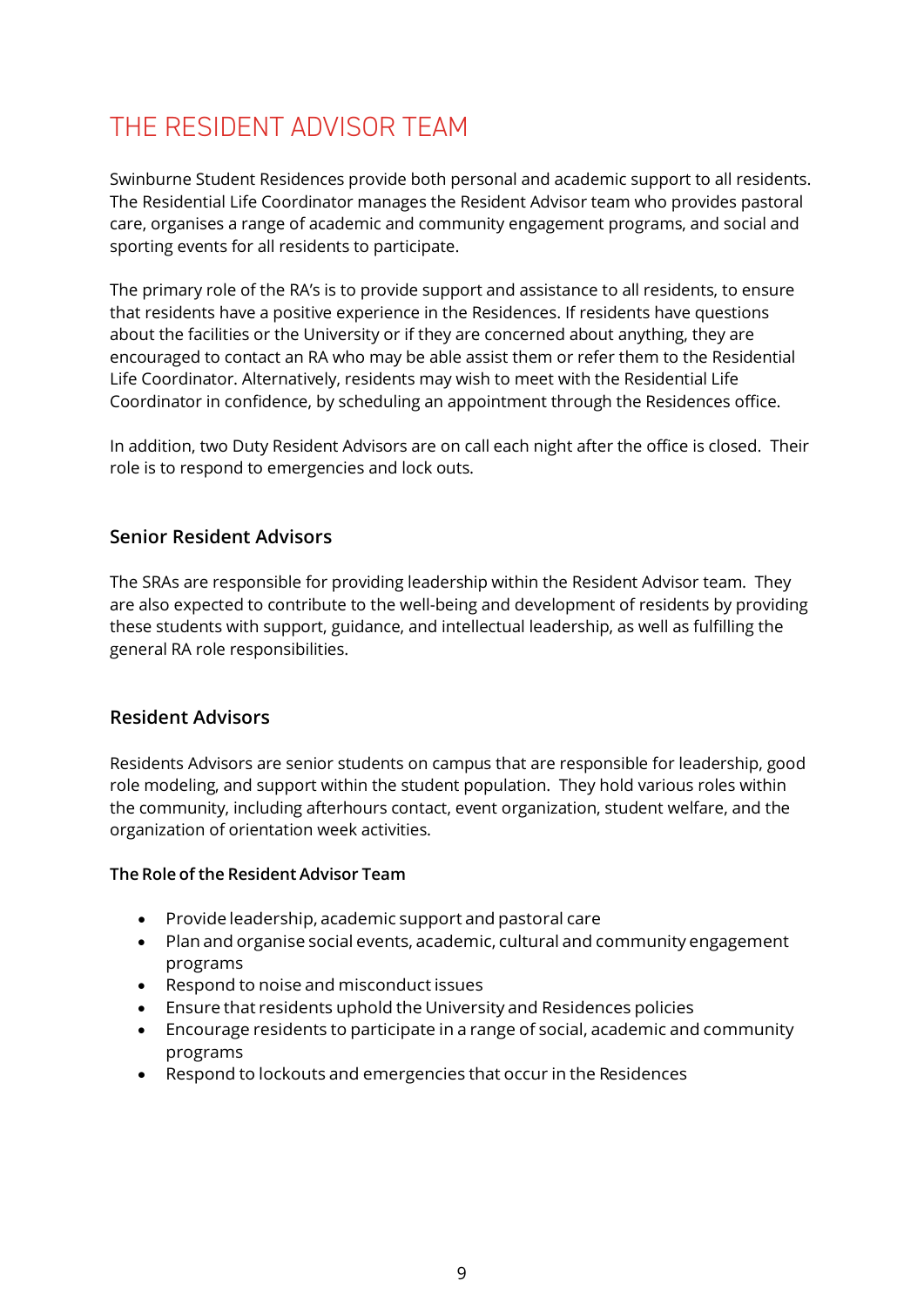# THE RESIDENT ADVISOR TEAM

Swinburne Student Residences provide both personal and academic support to all residents. The Residential Life Coordinator manages the Resident Advisor team who provides pastoral care, organises a range of academic and community engagement programs, and social and sporting events for all residents to participate.

The primary role of the RA's is to provide support and assistance to all residents, to ensure that residents have a positive experience in the Residences. If residents have questions about the facilities or the University or if they are concerned about anything, they are encouraged to contact an RA who may be able assist them or refer them to the Residential Life Coordinator. Alternatively, residents may wish to meet with the Residential Life Coordinator in confidence, by scheduling an appointment through the Residences office.

In addition, two Duty Resident Advisors are on call each night after the office is closed. Their role is to respond to emergencies and lock outs.

## Senior Resident Advisors

The SRAs are responsible for providing leadership within the Resident Advisor team. They are also expected to contribute to the well-being and development of residents by providing these students with support, guidance, and intellectual leadership, as well as fulfilling the general RA role responsibilities.

## Resident Advisors

Residents Advisors are senior students on campus that are responsible for leadership, good role modeling, and support within the student population. They hold various roles within the community, including afterhours contact, event organization, student welfare, and the organization of orientation week activities.

### The Role of the Resident Advisor Team

- Provide leadership, academic support and pastoral care
- Plan and organise social events, academic, cultural and community engagement programs
- Respond to noise and misconduct issues
- Ensure that residents uphold the University and Residences policies
- Encourage residents to participate in a range of social, academic and community programs
- Respond to lockouts and emergencies that occur in the Residences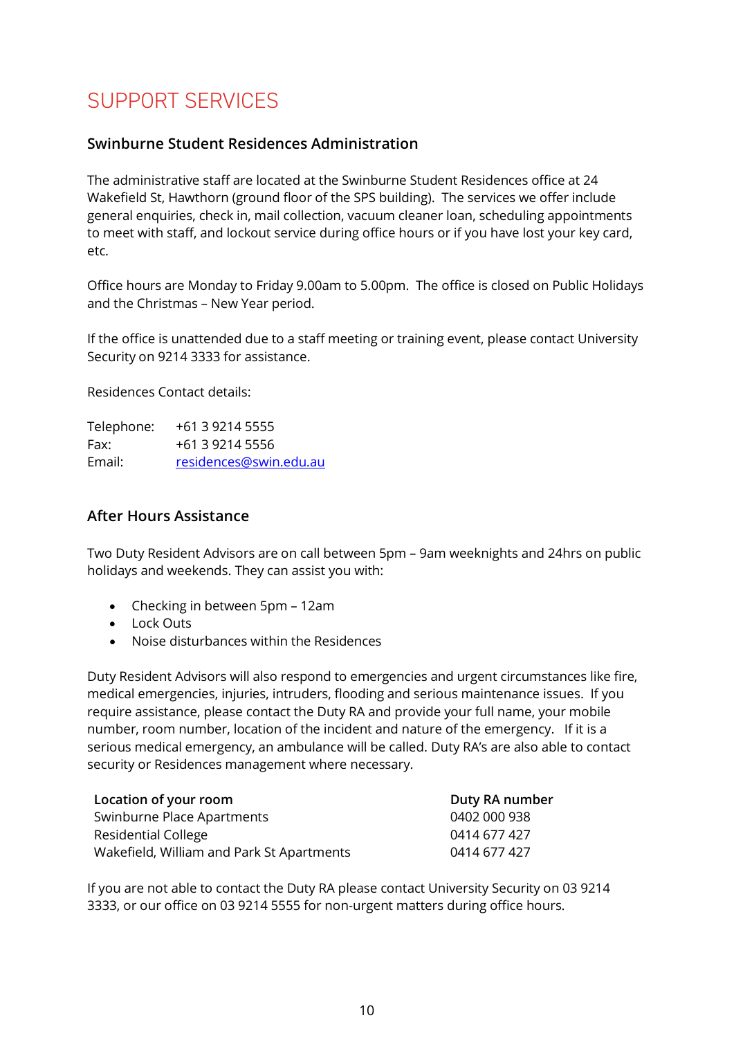# SUPPORT SERVICES

### Swinburne Student Residences Administration

The administrative staff are located at the Swinburne Student Residences office at 24 Wakefield St, Hawthorn (ground floor of the SPS building). The services we offer include general enquiries, check in, mail collection, vacuum cleaner loan, scheduling appointments to meet with staff, and lockout service during office hours or if you have lost your key card, etc.

Office hours are Monday to Friday 9.00am to 5.00pm. The office is closed on Public Holidays and the Christmas – New Year period.

If the office is unattended due to a staff meeting or training event, please contact University Security on 9214 3333 for assistance.

Residences Contact details:

| | |
|---|---|
| Telephone: | +61 3 9214 5555 |
| Fax: | +61 3 9214 5556 |
| Email: | residences@swin.edu.au |

### After Hours Assistance

Two Duty Resident Advisors are on call between 5pm – 9am weeknights and 24hrs on public holidays and weekends. They can assist you with:

- Checking in between 5pm – 12am
- Lock Outs
- Noise disturbances within the Residences

Duty Resident Advisors will also respond to emergencies and urgent circumstances like fire, medical emergencies, injuries, intruders, flooding and serious maintenance issues. If you require assistance, please contact the Duty RA and provide your full name, your mobile number, room number, location of the incident and nature of the emergency. If it is a serious medical emergency, an ambulance will be called. Duty RA's are also able to contact security or Residences management where necessary.

| **Location of your room** | **Duty RA number** |
|---|---|
| Swinburne Place Apartments | 0402 000 938 |
| Residential College | 0414 677 427 |
| Wakefield, William and Park St Apartments | 0414 677 427 |

If you are not able to contact the Duty RA please contact University Security on 03 9214 3333, or our office on 03 9214 5555 for non-urgent matters during office hours.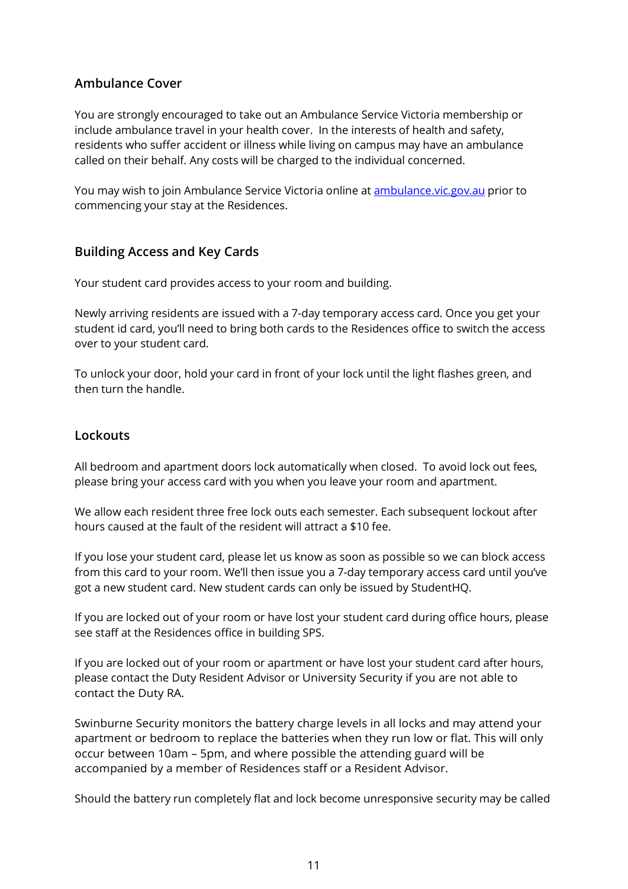## Ambulance Cover

You are strongly encouraged to take out an Ambulance Service Victoria membership or include ambulance travel in your health cover. In the interests of health and safety, residents who suffer accident or illness while living on campus may have an ambulance called on their behalf. Any costs will be charged to the individual concerned.

You may wish to join Ambulance Service Victoria online at [ambulance.vic.gov.au](ambulance.vic.gov.au) prior to commencing your stay at the Residences.

## Building Access and Key Cards

Your student card provides access to your room and building.

Newly arriving residents are issued with a 7-day temporary access card. Once you get your student id card, you'll need to bring both cards to the Residences office to switch the access over to your student card.

To unlock your door, hold your card in front of your lock until the light flashes green, and then turn the handle.

## Lockouts

All bedroom and apartment doors lock automatically when closed. To avoid lock out fees, please bring your access card with you when you leave your room and apartment.

We allow each resident three free lock outs each semester. Each subsequent lockout after hours caused at the fault of the resident will attract a $10 fee.

If you lose your student card, please let us know as soon as possible so we can block access from this card to your room. We'll then issue you a 7-day temporary access card until you've got a new student card. New student cards can only be issued by StudentHQ.

If you are locked out of your room or have lost your student card during office hours, please see staff at the Residences office in building SPS.

If you are locked out of your room or apartment or have lost your student card after hours, please contact the Duty Resident Advisor or University Security if you are not able to contact the Duty RA.

Swinburne Security monitors the battery charge levels in all locks and may attend your apartment or bedroom to replace the batteries when they run low or flat. This will only occur between 10am – 5pm, and where possible the attending guard will be accompanied by a member of Residences staff or a Resident Advisor.

Should the battery run completely flat and lock become unresponsive security may be called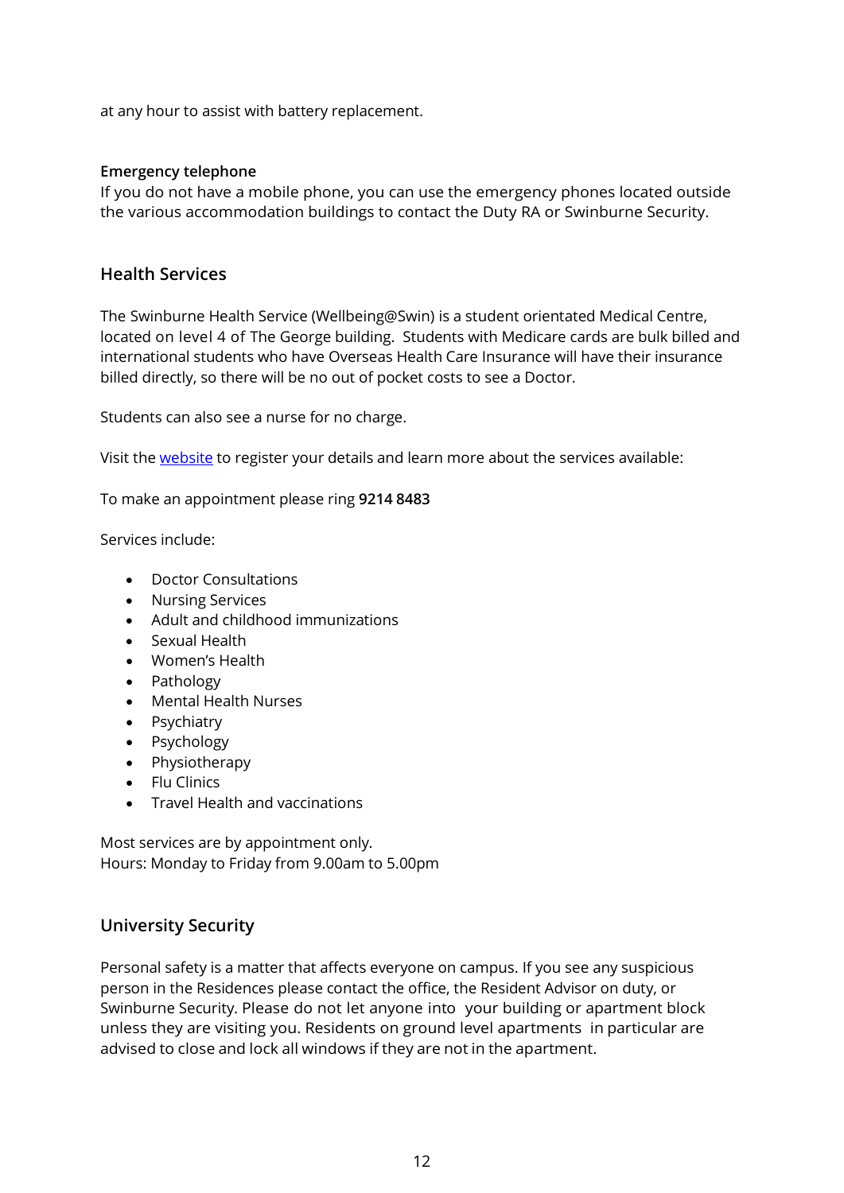at any hour to assist with battery replacement.

**Emergency telephone**

If you do not have a mobile phone, you can use the emergency phones located outside the various accommodation buildings to contact the Duty RA or Swinburne Security.

## Health Services

The Swinburne Health Service (Wellbeing@Swin) is a student orientated Medical Centre, located on level 4 of The George building. Students with Medicare cards are bulk billed and international students who have Overseas Health Care Insurance will have their insurance billed directly, so there will be no out of pocket costs to see a Doctor.

Students can also see a nurse for no charge.

Visit the [website] to register your details and learn more about the services available:

To make an appointment please ring **9214 8483**

Services include:

- Doctor Consultations
- Nursing Services
- Adult and childhood immunizations
- Sexual Health
- Women's Health
- Pathology
- Mental Health Nurses
- Psychiatry
- Psychology
- Physiotherapy
- Flu Clinics
- Travel Health and vaccinations

Most services are by appointment only.
Hours: Monday to Friday from 9.00am to 5.00pm

## University Security

Personal safety is a matter that affects everyone on campus. If you see any suspicious person in the Residences please contact the office, the Resident Advisor on duty, or Swinburne Security. Please do not let anyone into your building or apartment block unless they are visiting you. Residents on ground level apartments in particular are advised to close and lock all windows if they are not in the apartment.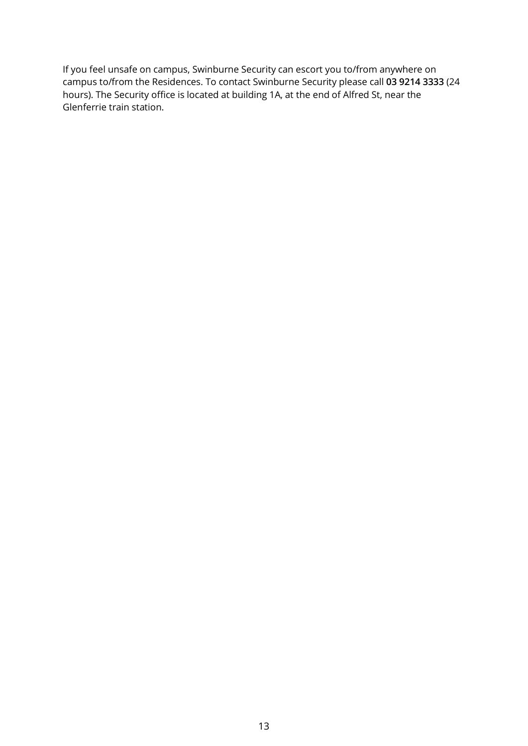If you feel unsafe on campus, Swinburne Security can escort you to/from anywhere on campus to/from the Residences. To contact Swinburne Security please call **03 9214 3333** (24 hours). The Security office is located at building 1A, at the end of Alfred St, near the Glenferrie train station.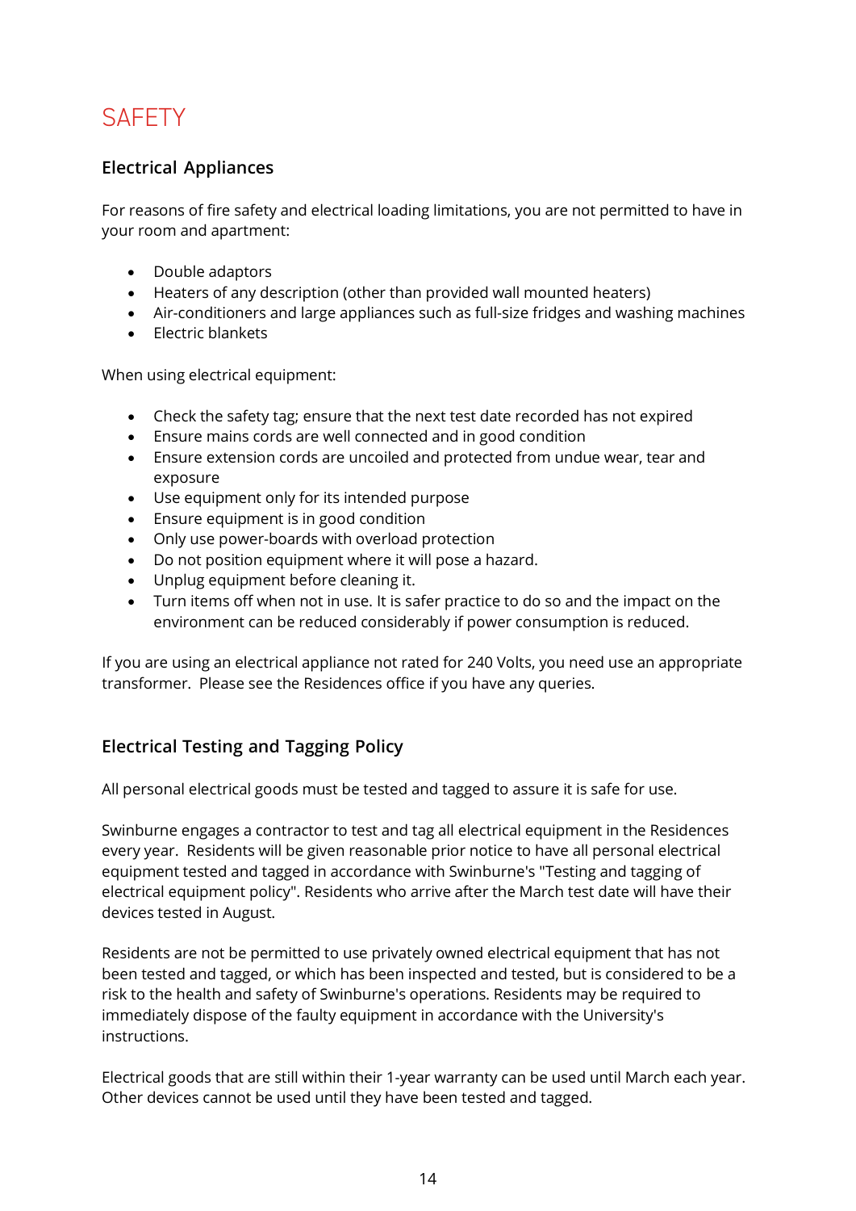# SAFETY

## Electrical Appliances

For reasons of fire safety and electrical loading limitations, you are not permitted to have in your room and apartment:

- Double adaptors
- Heaters of any description (other than provided wall mounted heaters)
- Air-conditioners and large appliances such as full-size fridges and washing machines
- Electric blankets

When using electrical equipment:

- Check the safety tag; ensure that the next test date recorded has not expired
- Ensure mains cords are well connected and in good condition
- Ensure extension cords are uncoiled and protected from undue wear, tear and exposure
- Use equipment only for its intended purpose
- Ensure equipment is in good condition
- Only use power-boards with overload protection
- Do not position equipment where it will pose a hazard.
- Unplug equipment before cleaning it.
- Turn items off when not in use. It is safer practice to do so and the impact on the environment can be reduced considerably if power consumption is reduced.

If you are using an electrical appliance not rated for 240 Volts, you need use an appropriate transformer. Please see the Residences office if you have any queries.

## Electrical Testing and Tagging Policy

All personal electrical goods must be tested and tagged to assure it is safe for use.

Swinburne engages a contractor to test and tag all electrical equipment in the Residences every year. Residents will be given reasonable prior notice to have all personal electrical equipment tested and tagged in accordance with Swinburne's "Testing and tagging of electrical equipment policy". Residents who arrive after the March test date will have their devices tested in August.

Residents are not be permitted to use privately owned electrical equipment that has not been tested and tagged, or which has been inspected and tested, but is considered to be a risk to the health and safety of Swinburne's operations. Residents may be required to immediately dispose of the faulty equipment in accordance with the University's instructions.

Electrical goods that are still within their 1-year warranty can be used until March each year. Other devices cannot be used until they have been tested and tagged.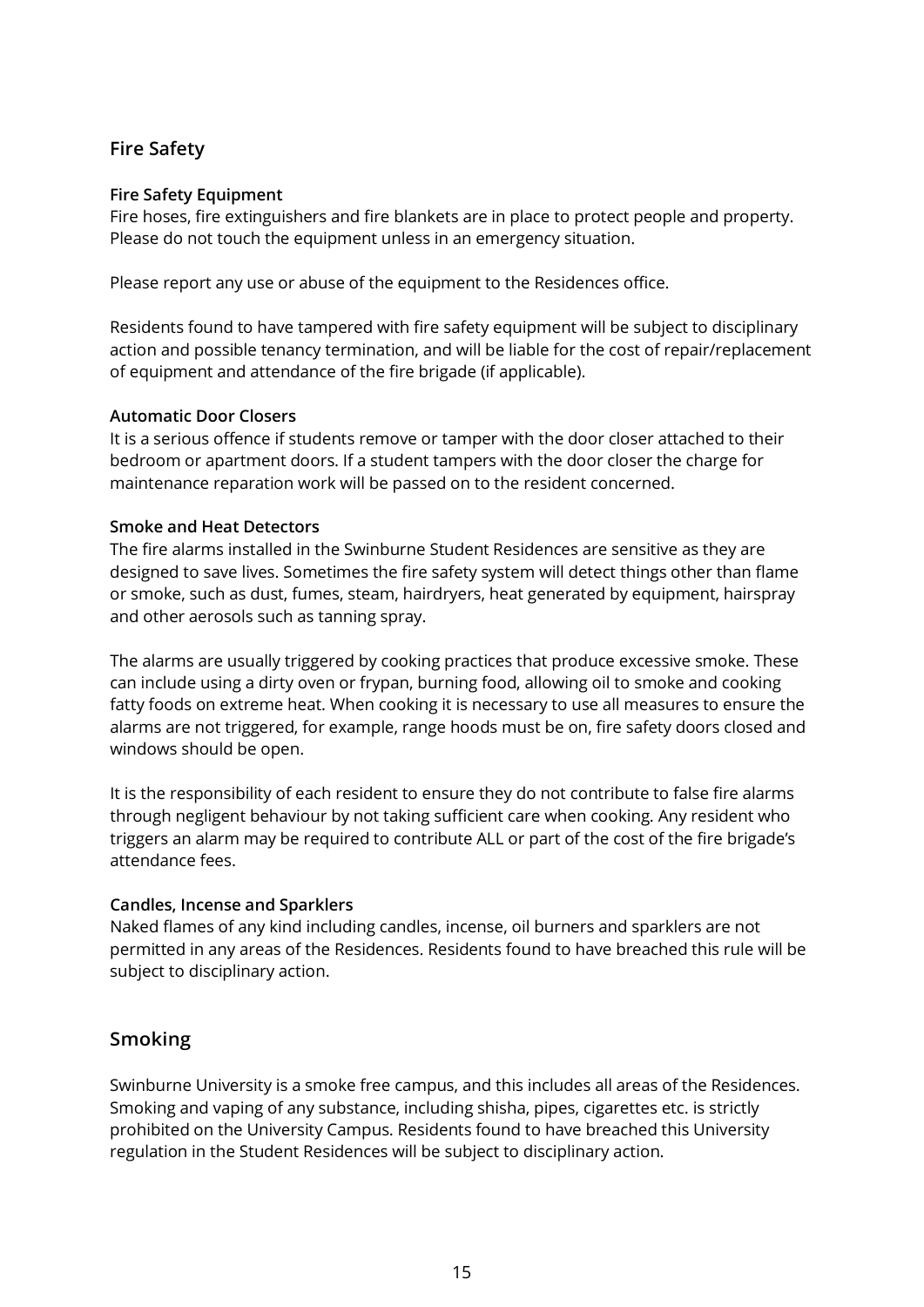## Fire Safety

### Fire Safety Equipment

Fire hoses, fire extinguishers and fire blankets are in place to protect people and property. Please do not touch the equipment unless in an emergency situation.

Please report any use or abuse of the equipment to the Residences office.

Residents found to have tampered with fire safety equipment will be subject to disciplinary action and possible tenancy termination, and will be liable for the cost of repair/replacement of equipment and attendance of the fire brigade (if applicable).

### Automatic Door Closers

It is a serious offence if students remove or tamper with the door closer attached to their bedroom or apartment doors. If a student tampers with the door closer the charge for maintenance reparation work will be passed on to the resident concerned.

### Smoke and Heat Detectors

The fire alarms installed in the Swinburne Student Residences are sensitive as they are designed to save lives. Sometimes the fire safety system will detect things other than flame or smoke, such as dust, fumes, steam, hairdryers, heat generated by equipment, hairspray and other aerosols such as tanning spray.

The alarms are usually triggered by cooking practices that produce excessive smoke. These can include using a dirty oven or frypan, burning food, allowing oil to smoke and cooking fatty foods on extreme heat. When cooking it is necessary to use all measures to ensure the alarms are not triggered, for example, range hoods must be on, fire safety doors closed and windows should be open.

It is the responsibility of each resident to ensure they do not contribute to false fire alarms through negligent behaviour by not taking sufficient care when cooking. Any resident who triggers an alarm may be required to contribute ALL or part of the cost of the fire brigade's attendance fees.

### Candles, Incense and Sparklers

Naked flames of any kind including candles, incense, oil burners and sparklers are not permitted in any areas of the Residences. Residents found to have breached this rule will be subject to disciplinary action.

## Smoking

Swinburne University is a smoke free campus, and this includes all areas of the Residences. Smoking and vaping of any substance, including shisha, pipes, cigarettes etc. is strictly prohibited on the University Campus. Residents found to have breached this University regulation in the Student Residences will be subject to disciplinary action.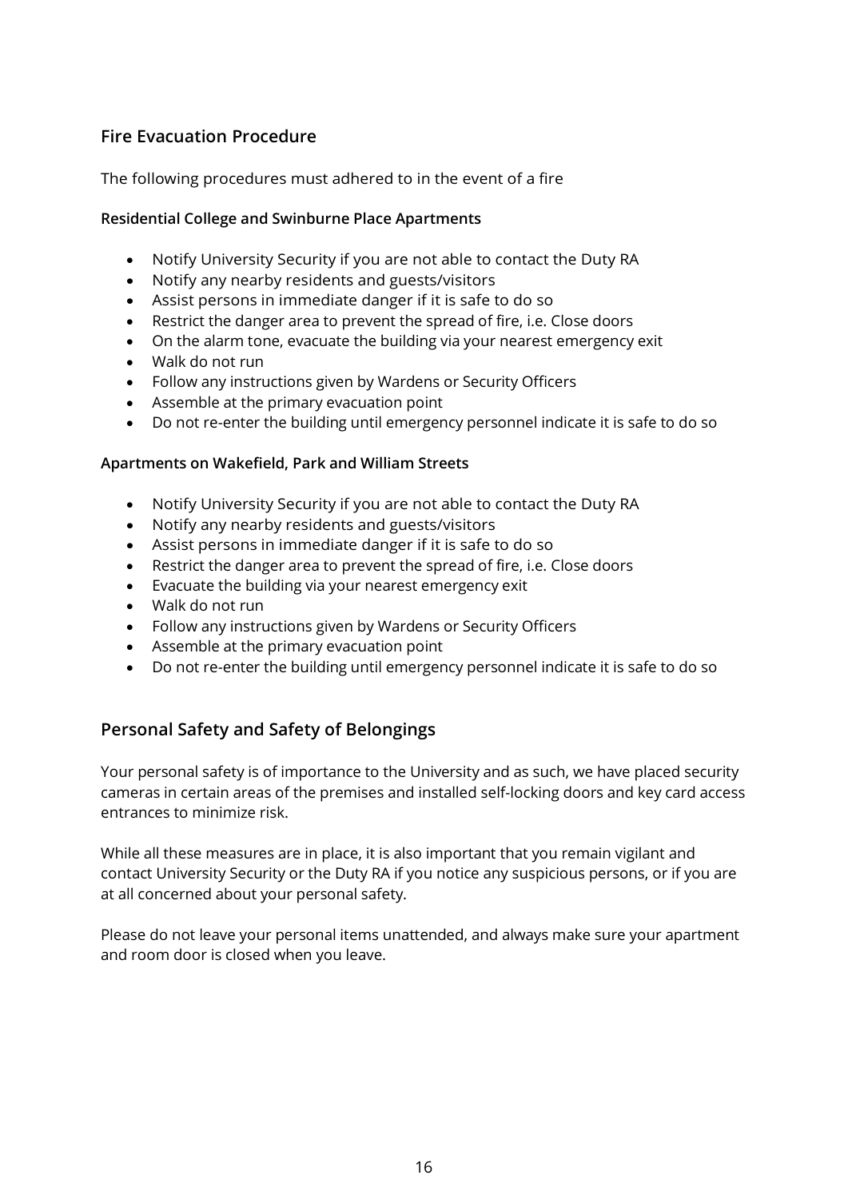## Fire Evacuation Procedure

The following procedures must adhered to in the event of a fire

**Residential College and Swinburne Place Apartments**

- Notify University Security if you are not able to contact the Duty RA
- Notify any nearby residents and guests/visitors
- Assist persons in immediate danger if it is safe to do so
- Restrict the danger area to prevent the spread of fire, i.e. Close doors
- On the alarm tone, evacuate the building via your nearest emergency exit
- Walk do not run
- Follow any instructions given by Wardens or Security Officers
- Assemble at the primary evacuation point
- Do not re-enter the building until emergency personnel indicate it is safe to do so

**Apartments on Wakefield, Park and William Streets**

- Notify University Security if you are not able to contact the Duty RA
- Notify any nearby residents and guests/visitors
- Assist persons in immediate danger if it is safe to do so
- Restrict the danger area to prevent the spread of fire, i.e. Close doors
- Evacuate the building via your nearest emergency exit
- Walk do not run
- Follow any instructions given by Wardens or Security Officers
- Assemble at the primary evacuation point
- Do not re-enter the building until emergency personnel indicate it is safe to do so

## Personal Safety and Safety of Belongings

Your personal safety is of importance to the University and as such, we have placed security cameras in certain areas of the premises and installed self-locking doors and key card access entrances to minimize risk.

While all these measures are in place, it is also important that you remain vigilant and contact University Security or the Duty RA if you notice any suspicious persons, or if you are at all concerned about your personal safety.

Please do not leave your personal items unattended, and always make sure your apartment and room door is closed when you leave.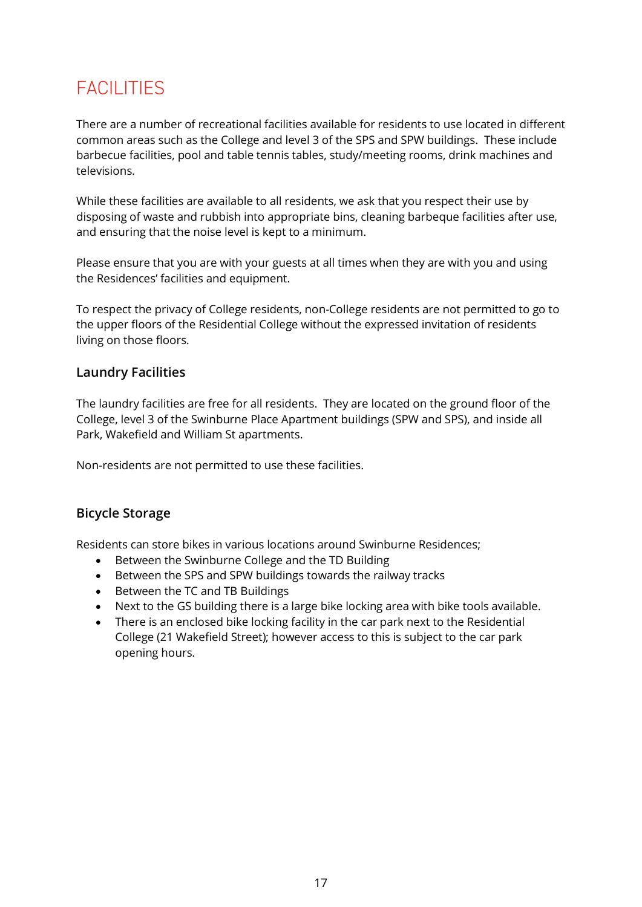# FACILITIES

There are a number of recreational facilities available for residents to use located in different common areas such as the College and level 3 of the SPS and SPW buildings. These include barbecue facilities, pool and table tennis tables, study/meeting rooms, drink machines and televisions.

While these facilities are available to all residents, we ask that you respect their use by disposing of waste and rubbish into appropriate bins, cleaning barbeque facilities after use, and ensuring that the noise level is kept to a minimum.

Please ensure that you are with your guests at all times when they are with you and using the Residences' facilities and equipment.

To respect the privacy of College residents, non-College residents are not permitted to go to the upper floors of the Residential College without the expressed invitation of residents living on those floors.

## Laundry Facilities

The laundry facilities are free for all residents. They are located on the ground floor of the College, level 3 of the Swinburne Place Apartment buildings (SPW and SPS), and inside all Park, Wakefield and William St apartments.

Non-residents are not permitted to use these facilities.

## Bicycle Storage

Residents can store bikes in various locations around Swinburne Residences;

- Between the Swinburne College and the TD Building
- Between the SPS and SPW buildings towards the railway tracks
- Between the TC and TB Buildings
- Next to the GS building there is a large bike locking area with bike tools available.
- There is an enclosed bike locking facility in the car park next to the Residential College (21 Wakefield Street); however access to this is subject to the car park opening hours.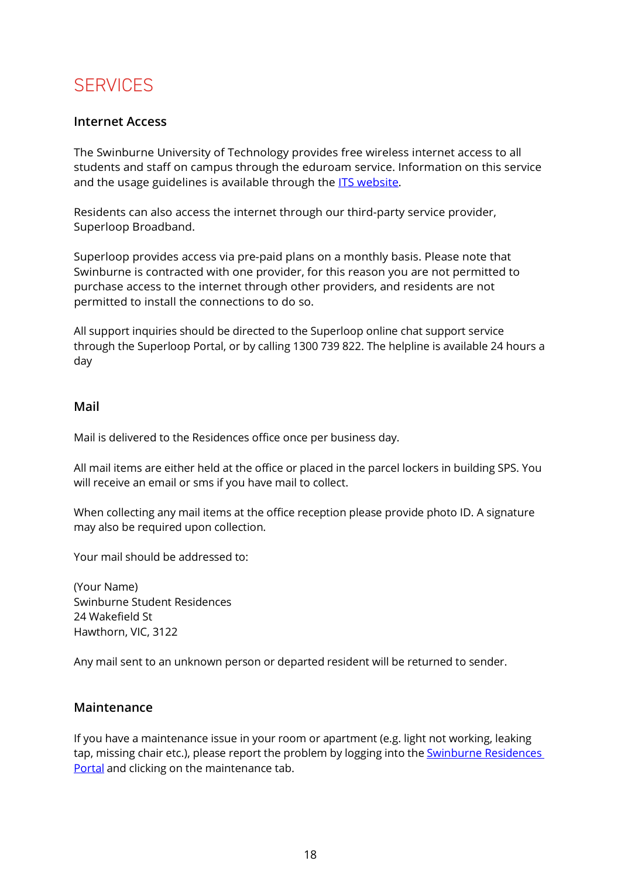# SERVICES

## Internet Access

The Swinburne University of Technology provides free wireless internet access to all students and staff on campus through the eduroam service. Information on this service and the usage guidelines is available through the [ITS website](ITS website).

Residents can also access the internet through our third-party service provider, Superloop Broadband.

Superloop provides access via pre-paid plans on a monthly basis. Please note that Swinburne is contracted with one provider, for this reason you are not permitted to purchase access to the internet through other providers, and residents are not permitted to install the connections to do so.

All support inquiries should be directed to the Superloop online chat support service through the Superloop Portal, or by calling 1300 739 822. The helpline is available 24 hours a day

## Mail

Mail is delivered to the Residences office once per business day.

All mail items are either held at the office or placed in the parcel lockers in building SPS. You will receive an email or sms if you have mail to collect.

When collecting any mail items at the office reception please provide photo ID. A signature may also be required upon collection.

Your mail should be addressed to:

(Your Name)  
Swinburne Student Residences  
24 Wakefield St  
Hawthorn, VIC, 3122

Any mail sent to an unknown person or departed resident will be returned to sender.

## Maintenance

If you have a maintenance issue in your room or apartment (e.g. light not working, leaking tap, missing chair etc.), please report the problem by logging into the Swinburne Residences Portal and clicking on the maintenance tab.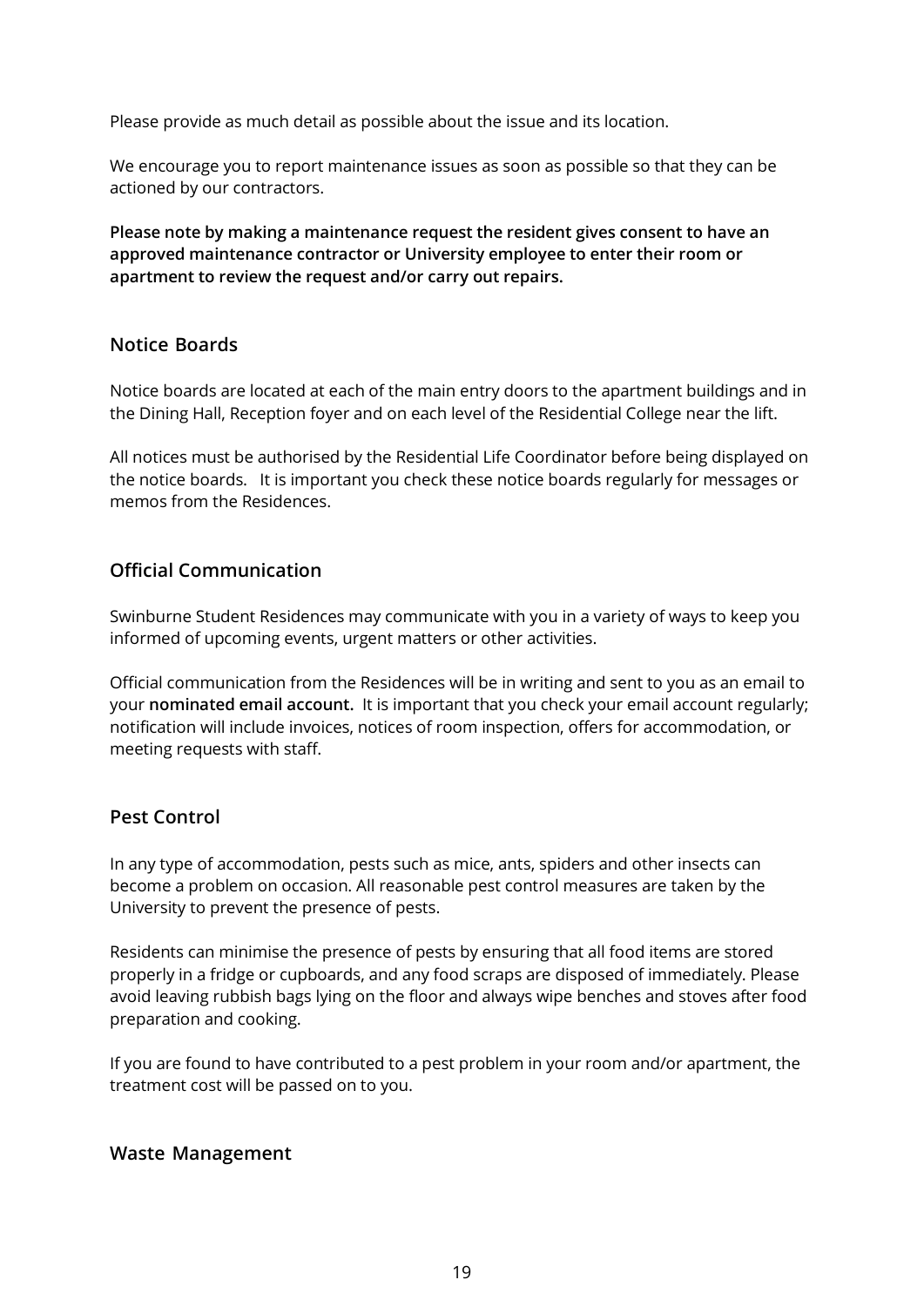Please provide as much detail as possible about the issue and its location.

We encourage you to report maintenance issues as soon as possible so that they can be actioned by our contractors.

**Please note by making a maintenance request the resident gives consent to have an approved maintenance contractor or University employee to enter their room or apartment to review the request and/or carry out repairs.**

### Notice Boards

Notice boards are located at each of the main entry doors to the apartment buildings and in the Dining Hall, Reception foyer and on each level of the Residential College near the lift.

All notices must be authorised by the Residential Life Coordinator before being displayed on the notice boards. It is important you check these notice boards regularly for messages or memos from the Residences.

### Official Communication

Swinburne Student Residences may communicate with you in a variety of ways to keep you informed of upcoming events, urgent matters or other activities.

Official communication from the Residences will be in writing and sent to you as an email to your **nominated email account.** It is important that you check your email account regularly; notification will include invoices, notices of room inspection, offers for accommodation, or meeting requests with staff.

### Pest Control

In any type of accommodation, pests such as mice, ants, spiders and other insects can become a problem on occasion. All reasonable pest control measures are taken by the University to prevent the presence of pests.

Residents can minimise the presence of pests by ensuring that all food items are stored properly in a fridge or cupboards, and any food scraps are disposed of immediately. Please avoid leaving rubbish bags lying on the floor and always wipe benches and stoves after food preparation and cooking.

If you are found to have contributed to a pest problem in your room and/or apartment, the treatment cost will be passed on to you.

### Waste Management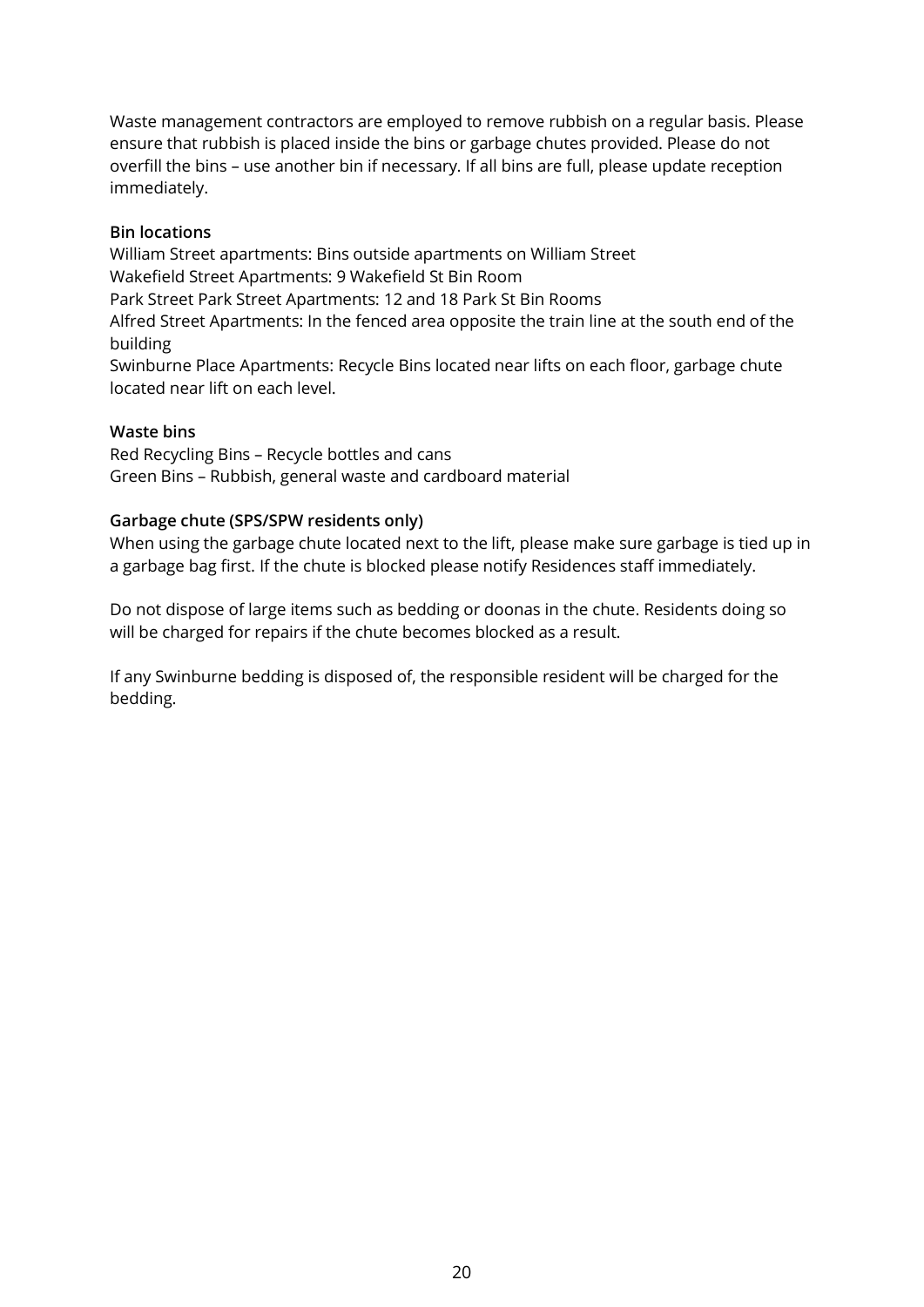Waste management contractors are employed to remove rubbish on a regular basis. Please ensure that rubbish is placed inside the bins or garbage chutes provided. Please do not overfill the bins – use another bin if necessary. If all bins are full, please update reception immediately.

**Bin locations**

William Street apartments: Bins outside apartments on William Street
Wakefield Street Apartments: 9 Wakefield St Bin Room
Park Street Park Street Apartments: 12 and 18 Park St Bin Rooms
Alfred Street Apartments: In the fenced area opposite the train line at the south end of the building
Swinburne Place Apartments: Recycle Bins located near lifts on each floor, garbage chute located near lift on each level.

**Waste bins**

Red Recycling Bins – Recycle bottles and cans
Green Bins – Rubbish, general waste and cardboard material

**Garbage chute (SPS/SPW residents only)**

When using the garbage chute located next to the lift, please make sure garbage is tied up in a garbage bag first. If the chute is blocked please notify Residences staff immediately.

Do not dispose of large items such as bedding or doonas in the chute. Residents doing so will be charged for repairs if the chute becomes blocked as a result.

If any Swinburne bedding is disposed of, the responsible resident will be charged for the bedding.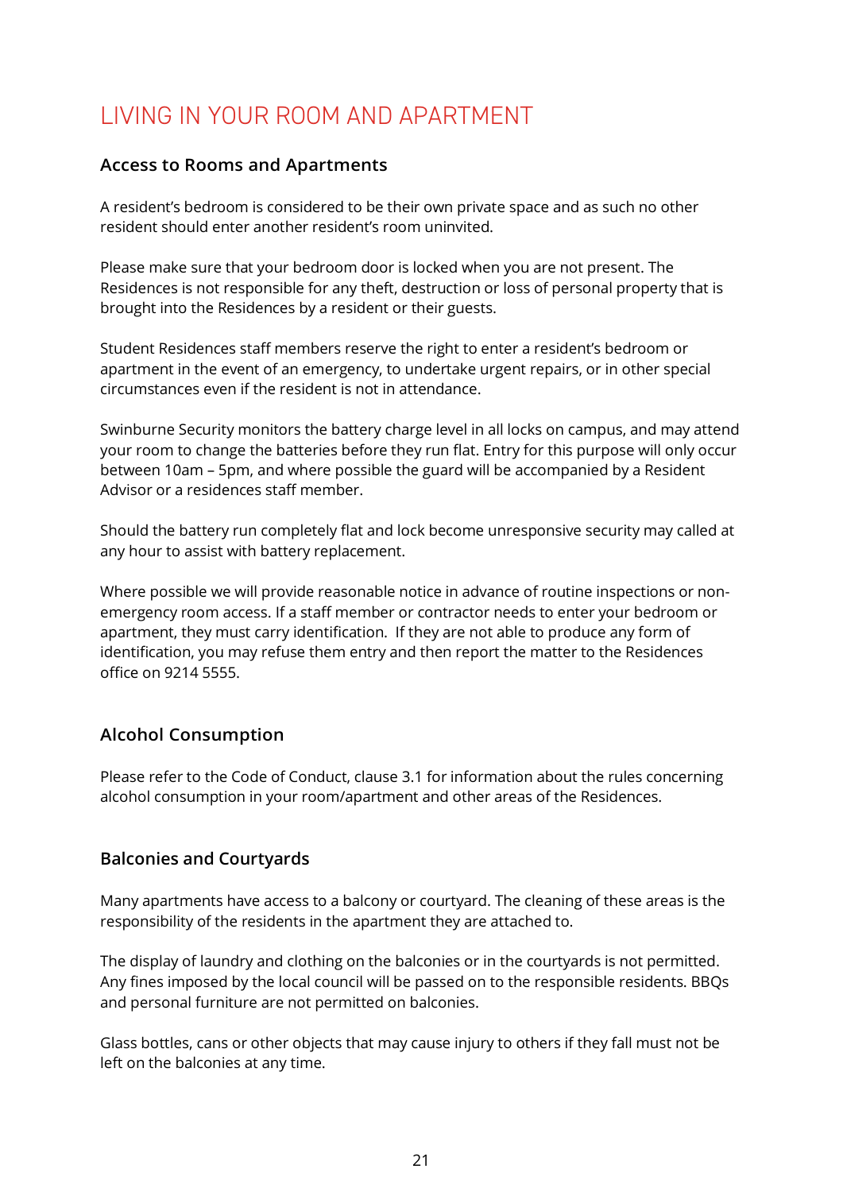# LIVING IN YOUR ROOM AND APARTMENT

## Access to Rooms and Apartments

A resident's bedroom is considered to be their own private space and as such no other resident should enter another resident's room uninvited.

Please make sure that your bedroom door is locked when you are not present. The Residences is not responsible for any theft, destruction or loss of personal property that is brought into the Residences by a resident or their guests.

Student Residences staff members reserve the right to enter a resident's bedroom or apartment in the event of an emergency, to undertake urgent repairs, or in other special circumstances even if the resident is not in attendance.

Swinburne Security monitors the battery charge level in all locks on campus, and may attend your room to change the batteries before they run flat. Entry for this purpose will only occur between 10am – 5pm, and where possible the guard will be accompanied by a Resident Advisor or a residences staff member.

Should the battery run completely flat and lock become unresponsive security may called at any hour to assist with battery replacement.

Where possible we will provide reasonable notice in advance of routine inspections or non-emergency room access. If a staff member or contractor needs to enter your bedroom or apartment, they must carry identification. If they are not able to produce any form of identification, you may refuse them entry and then report the matter to the Residences office on 9214 5555.

## Alcohol Consumption

Please refer to the Code of Conduct, clause 3.1 for information about the rules concerning alcohol consumption in your room/apartment and other areas of the Residences.

## Balconies and Courtyards

Many apartments have access to a balcony or courtyard. The cleaning of these areas is the responsibility of the residents in the apartment they are attached to.

The display of laundry and clothing on the balconies or in the courtyards is not permitted. Any fines imposed by the local council will be passed on to the responsible residents. BBQs and personal furniture are not permitted on balconies.

Glass bottles, cans or other objects that may cause injury to others if they fall must not be left on the balconies at any time.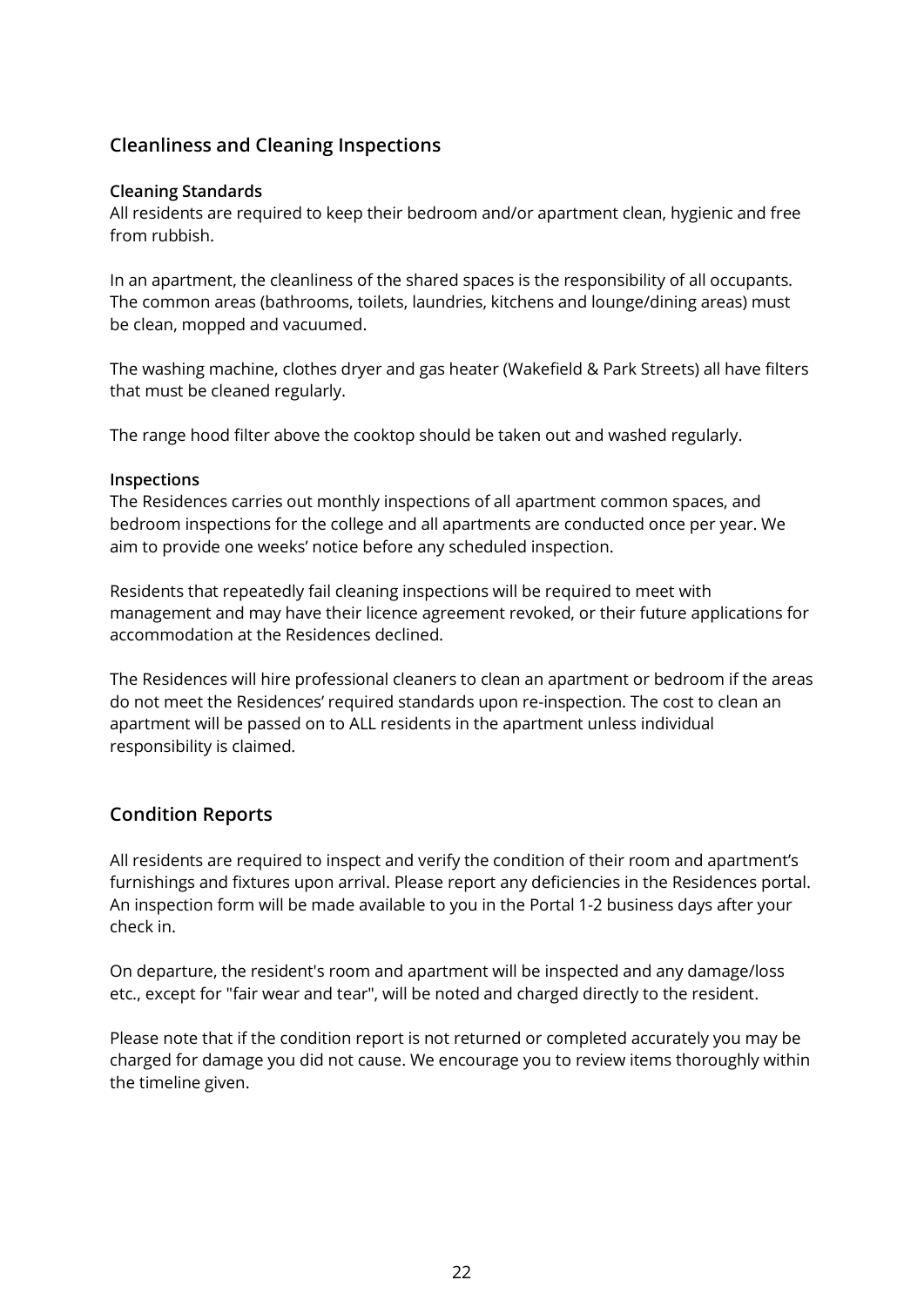## Cleanliness and Cleaning Inspections

### Cleaning Standards

All residents are required to keep their bedroom and/or apartment clean, hygienic and free from rubbish.

In an apartment, the cleanliness of the shared spaces is the responsibility of all occupants. The common areas (bathrooms, toilets, laundries, kitchens and lounge/dining areas) must be clean, mopped and vacuumed.

The washing machine, clothes dryer and gas heater (Wakefield & Park Streets) all have filters that must be cleaned regularly.

The range hood filter above the cooktop should be taken out and washed regularly.

### Inspections

The Residences carries out monthly inspections of all apartment common spaces, and bedroom inspections for the college and all apartments are conducted once per year. We aim to provide one weeks' notice before any scheduled inspection.

Residents that repeatedly fail cleaning inspections will be required to meet with management and may have their licence agreement revoked, or their future applications for accommodation at the Residences declined.

The Residences will hire professional cleaners to clean an apartment or bedroom if the areas do not meet the Residences' required standards upon re-inspection. The cost to clean an apartment will be passed on to ALL residents in the apartment unless individual responsibility is claimed.

## Condition Reports

All residents are required to inspect and verify the condition of their room and apartment's furnishings and fixtures upon arrival. Please report any deficiencies in the Residences portal. An inspection form will be made available to you in the Portal 1-2 business days after your check in.

On departure, the resident's room and apartment will be inspected and any damage/loss etc., except for "fair wear and tear", will be noted and charged directly to the resident.

Please note that if the condition report is not returned or completed accurately you may be charged for damage you did not cause. We encourage you to review items thoroughly within the timeline given.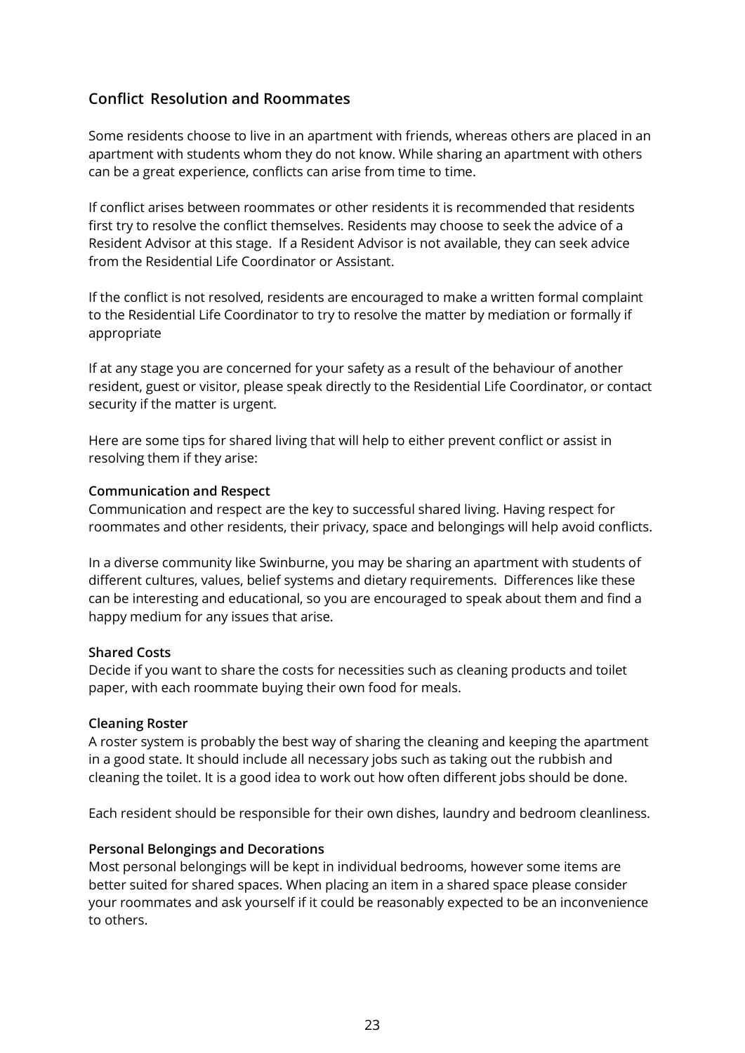## Conflict Resolution and Roommates

Some residents choose to live in an apartment with friends, whereas others are placed in an apartment with students whom they do not know. While sharing an apartment with others can be a great experience, conflicts can arise from time to time.

If conflict arises between roommates or other residents it is recommended that residents first try to resolve the conflict themselves. Residents may choose to seek the advice of a Resident Advisor at this stage. If a Resident Advisor is not available, they can seek advice from the Residential Life Coordinator or Assistant.

If the conflict is not resolved, residents are encouraged to make a written formal complaint to the Residential Life Coordinator to try to resolve the matter by mediation or formally if appropriate

If at any stage you are concerned for your safety as a result of the behaviour of another resident, guest or visitor, please speak directly to the Residential Life Coordinator, or contact security if the matter is urgent.

Here are some tips for shared living that will help to either prevent conflict or assist in resolving them if they arise:

### Communication and Respect

Communication and respect are the key to successful shared living. Having respect for roommates and other residents, their privacy, space and belongings will help avoid conflicts.

In a diverse community like Swinburne, you may be sharing an apartment with students of different cultures, values, belief systems and dietary requirements. Differences like these can be interesting and educational, so you are encouraged to speak about them and find a happy medium for any issues that arise.

### Shared Costs

Decide if you want to share the costs for necessities such as cleaning products and toilet paper, with each roommate buying their own food for meals.

### Cleaning Roster

A roster system is probably the best way of sharing the cleaning and keeping the apartment in a good state. It should include all necessary jobs such as taking out the rubbish and cleaning the toilet. It is a good idea to work out how often different jobs should be done.

Each resident should be responsible for their own dishes, laundry and bedroom cleanliness.

### Personal Belongings and Decorations

Most personal belongings will be kept in individual bedrooms, however some items are better suited for shared spaces. When placing an item in a shared space please consider your roommates and ask yourself if it could be reasonably expected to be an inconvenience to others.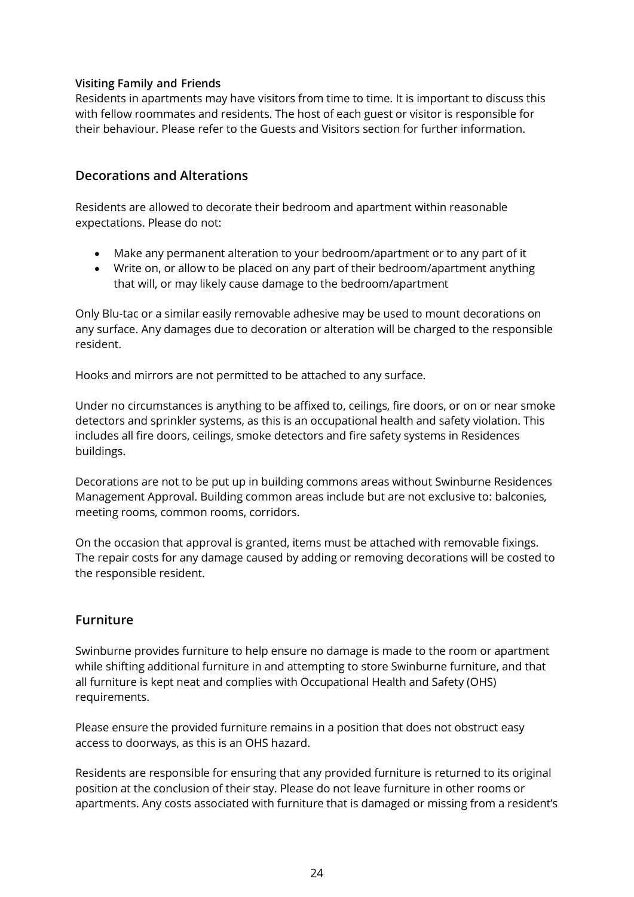#### Visiting Family and Friends

Residents in apartments may have visitors from time to time. It is important to discuss this with fellow roommates and residents. The host of each guest or visitor is responsible for their behaviour. Please refer to the Guests and Visitors section for further information.

### Decorations and Alterations

Residents are allowed to decorate their bedroom and apartment within reasonable expectations. Please do not:

- Make any permanent alteration to your bedroom/apartment or to any part of it
- Write on, or allow to be placed on any part of their bedroom/apartment anything that will, or may likely cause damage to the bedroom/apartment

Only Blu-tac or a similar easily removable adhesive may be used to mount decorations on any surface. Any damages due to decoration or alteration will be charged to the responsible resident.

Hooks and mirrors are not permitted to be attached to any surface.

Under no circumstances is anything to be affixed to, ceilings, fire doors, or on or near smoke detectors and sprinkler systems, as this is an occupational health and safety violation. This includes all fire doors, ceilings, smoke detectors and fire safety systems in Residences buildings.

Decorations are not to be put up in building commons areas without Swinburne Residences Management Approval. Building common areas include but are not exclusive to: balconies, meeting rooms, common rooms, corridors.

On the occasion that approval is granted, items must be attached with removable fixings. The repair costs for any damage caused by adding or removing decorations will be costed to the responsible resident.

### Furniture

Swinburne provides furniture to help ensure no damage is made to the room or apartment while shifting additional furniture in and attempting to store Swinburne furniture, and that all furniture is kept neat and complies with Occupational Health and Safety (OHS) requirements.

Please ensure the provided furniture remains in a position that does not obstruct easy access to doorways, as this is an OHS hazard.

Residents are responsible for ensuring that any provided furniture is returned to its original position at the conclusion of their stay. Please do not leave furniture in other rooms or apartments. Any costs associated with furniture that is damaged or missing from a resident's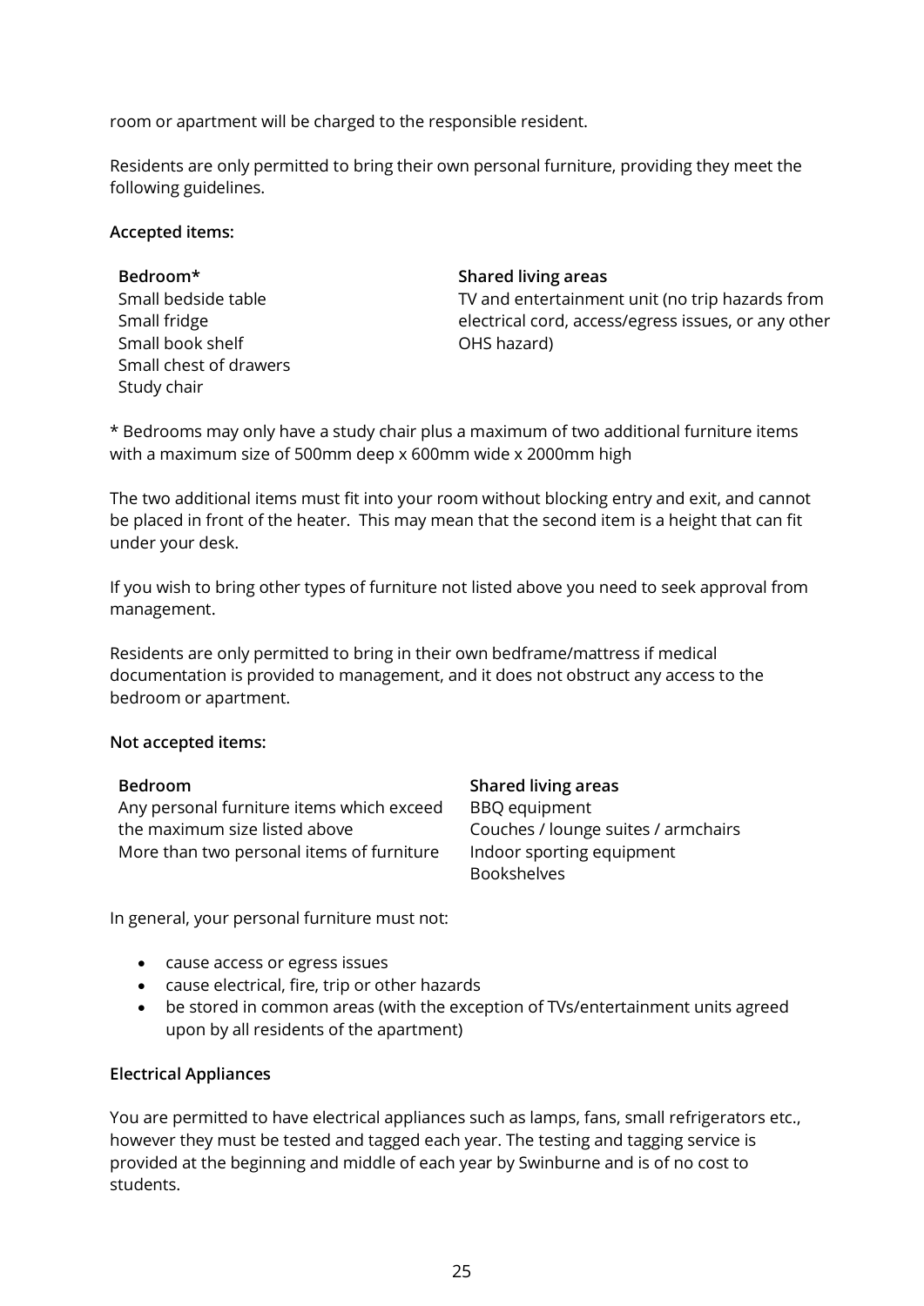room or apartment will be charged to the responsible resident.

Residents are only permitted to bring their own personal furniture, providing they meet the following guidelines.

**Accepted items:**

| **Bedroom*** | **Shared living areas** |
|---|---|
| Small bedside table<br>Small fridge<br>Small book shelf<br>Small chest of drawers<br>Study chair | TV and entertainment unit (no trip hazards from electrical cord, access/egress issues, or any other OHS hazard) |

* Bedrooms may only have a study chair plus a maximum of two additional furniture items with a maximum size of 500mm deep x 600mm wide x 2000mm high

The two additional items must fit into your room without blocking entry and exit, and cannot be placed in front of the heater. This may mean that the second item is a height that can fit under your desk.

If you wish to bring other types of furniture not listed above you need to seek approval from management.

Residents are only permitted to bring in their own bedframe/mattress if medical documentation is provided to management, and it does not obstruct any access to the bedroom or apartment.

**Not accepted items:**

| **Bedroom** | **Shared living areas** |
|---|---|
| Any personal furniture items which exceed the maximum size listed above<br>More than two personal items of furniture | BBQ equipment<br>Couches / lounge suites / armchairs<br>Indoor sporting equipment<br>Bookshelves |

In general, your personal furniture must not:

- cause access or egress issues
- cause electrical, fire, trip or other hazards
- be stored in common areas (with the exception of TVs/entertainment units agreed upon by all residents of the apartment)

**Electrical Appliances**

You are permitted to have electrical appliances such as lamps, fans, small refrigerators etc., however they must be tested and tagged each year. The testing and tagging service is provided at the beginning and middle of each year by Swinburne and is of no cost to students.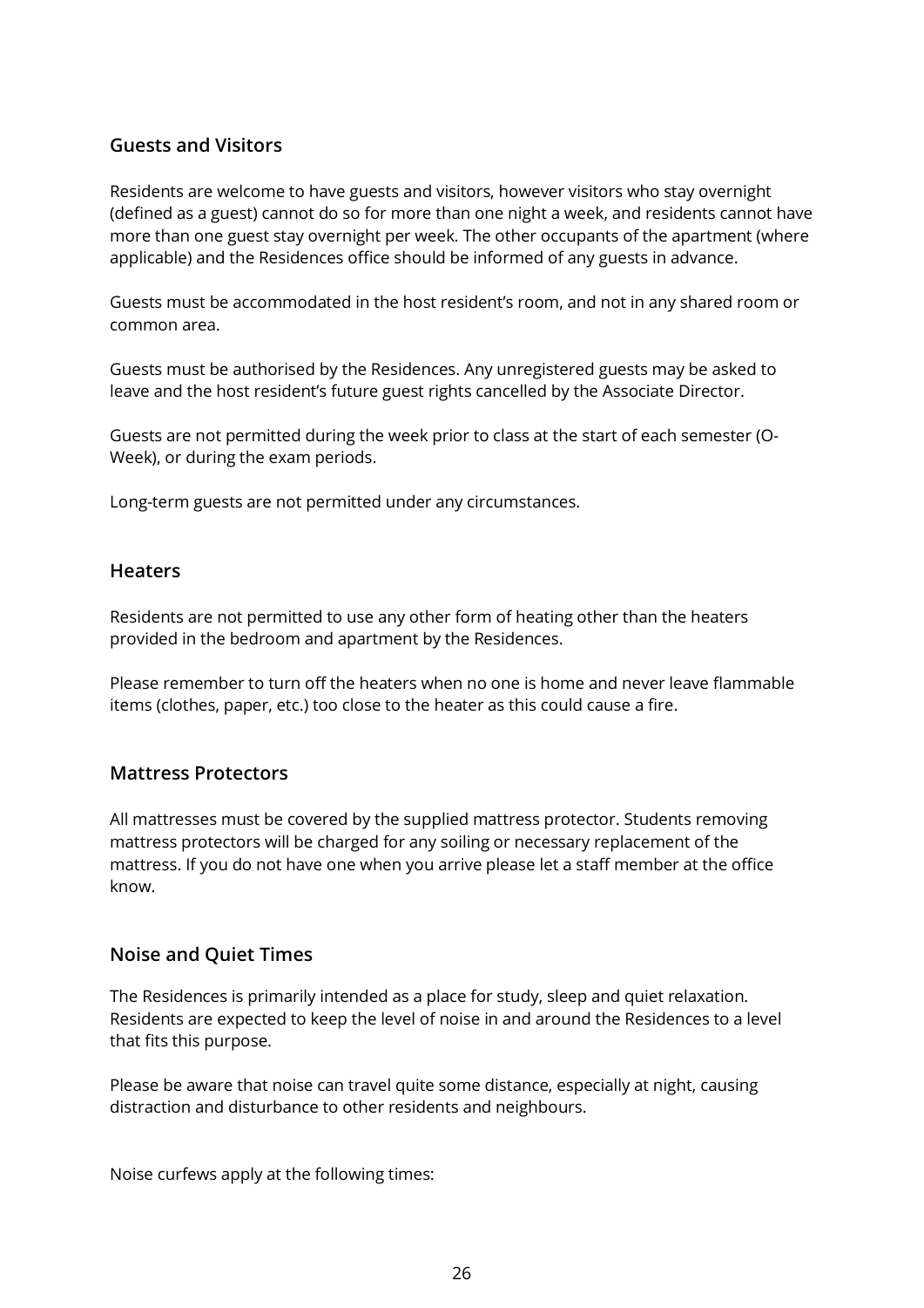## Guests and Visitors

Residents are welcome to have guests and visitors, however visitors who stay overnight (defined as a guest) cannot do so for more than one night a week, and residents cannot have more than one guest stay overnight per week. The other occupants of the apartment (where applicable) and the Residences office should be informed of any guests in advance.

Guests must be accommodated in the host resident's room, and not in any shared room or common area.

Guests must be authorised by the Residences. Any unregistered guests may be asked to leave and the host resident's future guest rights cancelled by the Associate Director.

Guests are not permitted during the week prior to class at the start of each semester (O-Week), or during the exam periods.

Long-term guests are not permitted under any circumstances.

## Heaters

Residents are not permitted to use any other form of heating other than the heaters provided in the bedroom and apartment by the Residences.

Please remember to turn off the heaters when no one is home and never leave flammable items (clothes, paper, etc.) too close to the heater as this could cause a fire.

## Mattress Protectors

All mattresses must be covered by the supplied mattress protector. Students removing mattress protectors will be charged for any soiling or necessary replacement of the mattress. If you do not have one when you arrive please let a staff member at the office know.

## Noise and Quiet Times

The Residences is primarily intended as a place for study, sleep and quiet relaxation. Residents are expected to keep the level of noise in and around the Residences to a level that fits this purpose.

Please be aware that noise can travel quite some distance, especially at night, causing distraction and disturbance to other residents and neighbours.

Noise curfews apply at the following times: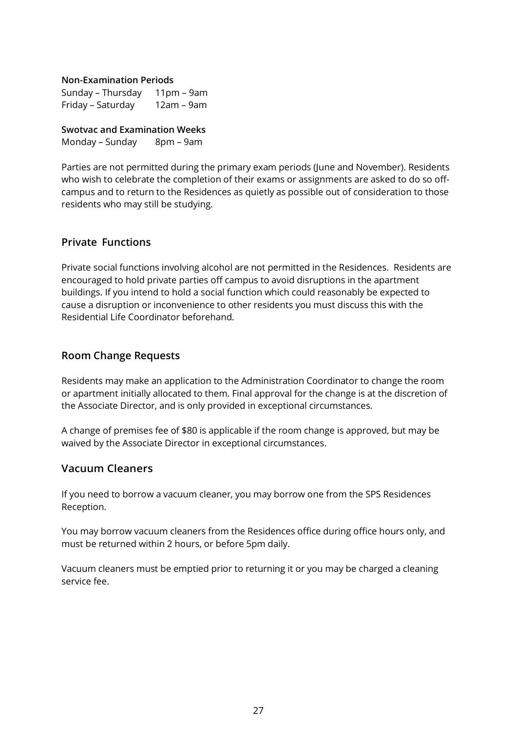**Non-Examination Periods**

Sunday – Thursday 11pm – 9am
Friday – Saturday 12am – 9am

**Swotvac and Examination Weeks**

Monday – Sunday 8pm – 9am

Parties are not permitted during the primary exam periods (June and November). Residents who wish to celebrate the completion of their exams or assignments are asked to do so off-campus and to return to the Residences as quietly as possible out of consideration to those residents who may still be studying.

## Private Functions

Private social functions involving alcohol are not permitted in the Residences. Residents are encouraged to hold private parties off campus to avoid disruptions in the apartment buildings. If you intend to hold a social function which could reasonably be expected to cause a disruption or inconvenience to other residents you must discuss this with the Residential Life Coordinator beforehand.

## Room Change Requests

Residents may make an application to the Administration Coordinator to change the room or apartment initially allocated to them. Final approval for the change is at the discretion of the Associate Director, and is only provided in exceptional circumstances.

A change of premises fee of $80 is applicable if the room change is approved, but may be waived by the Associate Director in exceptional circumstances.

## Vacuum Cleaners

If you need to borrow a vacuum cleaner, you may borrow one from the SPS Residences Reception.

You may borrow vacuum cleaners from the Residences office during office hours only, and must be returned within 2 hours, or before 5pm daily.

Vacuum cleaners must be emptied prior to returning it or you may be charged a cleaning service fee.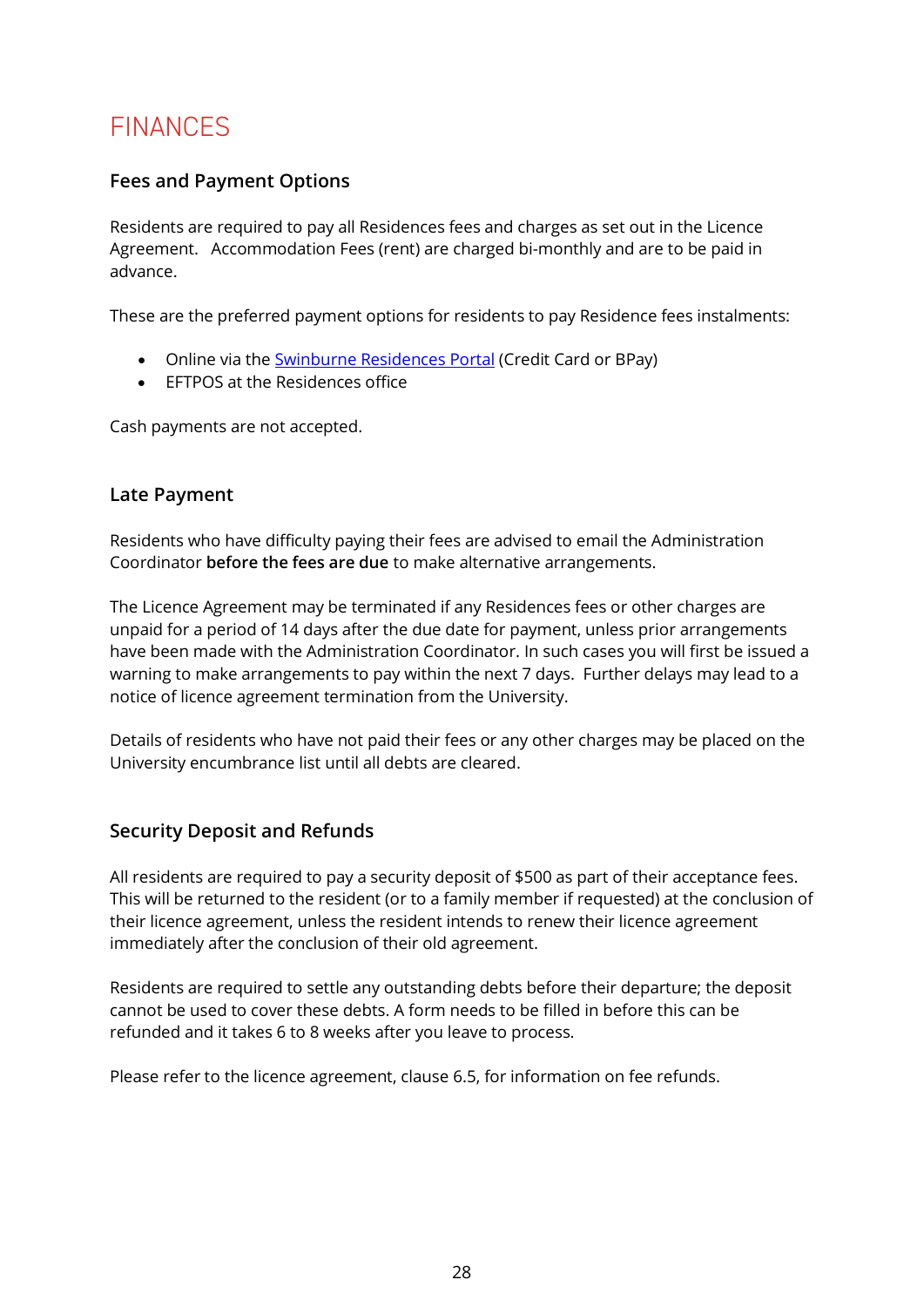# FINANCES

## Fees and Payment Options

Residents are required to pay all Residences fees and charges as set out in the Licence Agreement. Accommodation Fees (rent) are charged bi-monthly and are to be paid in advance.

These are the preferred payment options for residents to pay Residence fees instalments:

- Online via the [Swinburne Residences Portal] (Credit Card or BPay)
- EFTPOS at the Residences office

Cash payments are not accepted.

## Late Payment

Residents who have difficulty paying their fees are advised to email the Administration Coordinator **before the fees are due** to make alternative arrangements.

The Licence Agreement may be terminated if any Residences fees or other charges are unpaid for a period of 14 days after the due date for payment, unless prior arrangements have been made with the Administration Coordinator. In such cases you will first be issued a warning to make arrangements to pay within the next 7 days. Further delays may lead to a notice of licence agreement termination from the University.

Details of residents who have not paid their fees or any other charges may be placed on the University encumbrance list until all debts are cleared.

## Security Deposit and Refunds

All residents are required to pay a security deposit of $500 as part of their acceptance fees. This will be returned to the resident (or to a family member if requested) at the conclusion of their licence agreement, unless the resident intends to renew their licence agreement immediately after the conclusion of their old agreement.

Residents are required to settle any outstanding debts before their departure; the deposit cannot be used to cover these debts. A form needs to be filled in before this can be refunded and it takes 6 to 8 weeks after you leave to process.

Please refer to the licence agreement, clause 6.5, for information on fee refunds.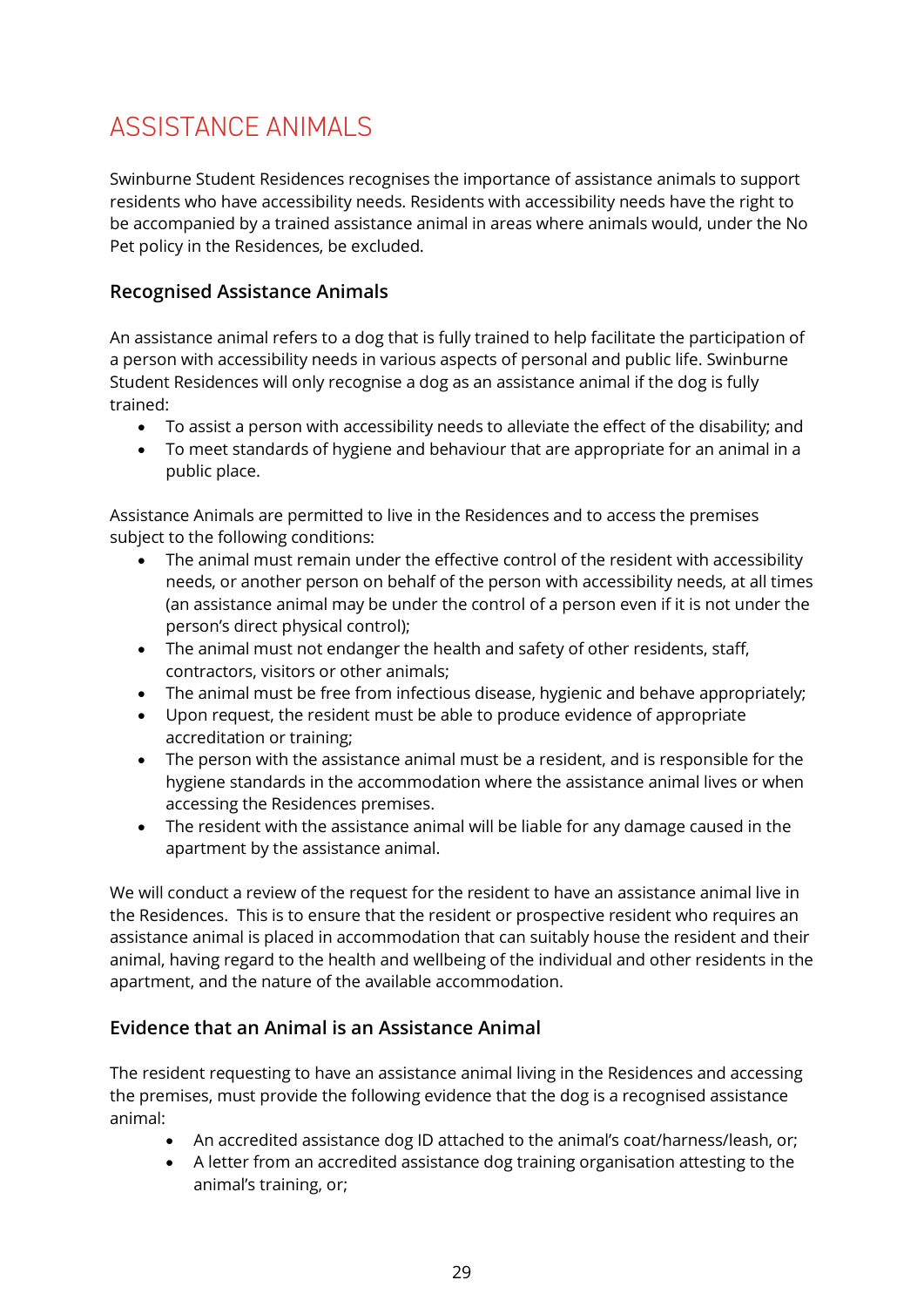# ASSISTANCE ANIMALS

Swinburne Student Residences recognises the importance of assistance animals to support residents who have accessibility needs. Residents with accessibility needs have the right to be accompanied by a trained assistance animal in areas where animals would, under the No Pet policy in the Residences, be excluded.

## Recognised Assistance Animals

An assistance animal refers to a dog that is fully trained to help facilitate the participation of a person with accessibility needs in various aspects of personal and public life. Swinburne Student Residences will only recognise a dog as an assistance animal if the dog is fully trained:

- To assist a person with accessibility needs to alleviate the effect of the disability; and
- To meet standards of hygiene and behaviour that are appropriate for an animal in a public place.

Assistance Animals are permitted to live in the Residences and to access the premises subject to the following conditions:

- The animal must remain under the effective control of the resident with accessibility needs, or another person on behalf of the person with accessibility needs, at all times (an assistance animal may be under the control of a person even if it is not under the person's direct physical control);
- The animal must not endanger the health and safety of other residents, staff, contractors, visitors or other animals;
- The animal must be free from infectious disease, hygienic and behave appropriately;
- Upon request, the resident must be able to produce evidence of appropriate accreditation or training;
- The person with the assistance animal must be a resident, and is responsible for the hygiene standards in the accommodation where the assistance animal lives or when accessing the Residences premises.
- The resident with the assistance animal will be liable for any damage caused in the apartment by the assistance animal.

We will conduct a review of the request for the resident to have an assistance animal live in the Residences. This is to ensure that the resident or prospective resident who requires an assistance animal is placed in accommodation that can suitably house the resident and their animal, having regard to the health and wellbeing of the individual and other residents in the apartment, and the nature of the available accommodation.

## Evidence that an Animal is an Assistance Animal

The resident requesting to have an assistance animal living in the Residences and accessing the premises, must provide the following evidence that the dog is a recognised assistance animal:

- An accredited assistance dog ID attached to the animal's coat/harness/leash, or;
- A letter from an accredited assistance dog training organisation attesting to the animal's training, or;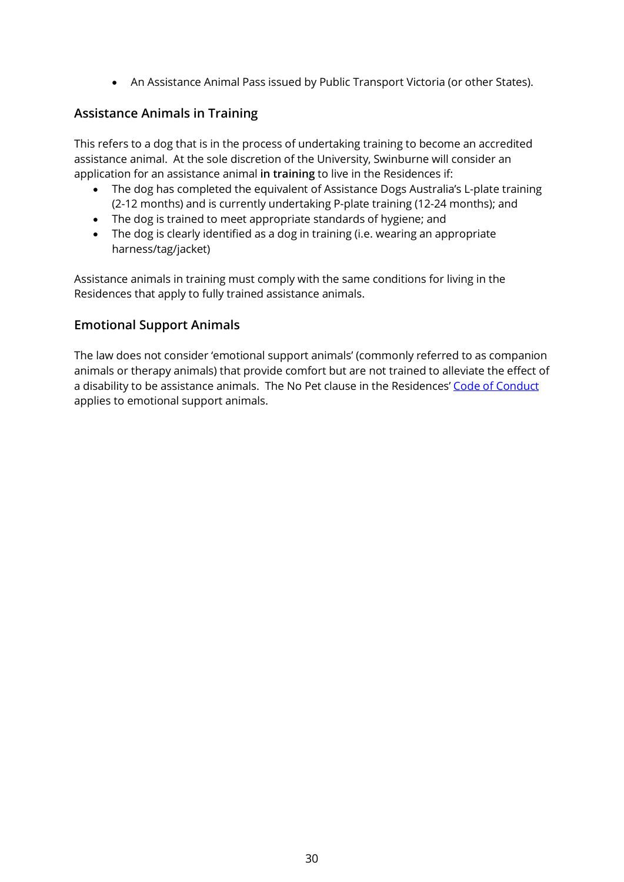- An Assistance Animal Pass issued by Public Transport Victoria (or other States).

## Assistance Animals in Training

This refers to a dog that is in the process of undertaking training to become an accredited assistance animal. At the sole discretion of the University, Swinburne will consider an application for an assistance animal **in training** to live in the Residences if:

- The dog has completed the equivalent of Assistance Dogs Australia's L-plate training (2-12 months) and is currently undertaking P-plate training (12-24 months); and
- The dog is trained to meet appropriate standards of hygiene; and
- The dog is clearly identified as a dog in training (i.e. wearing an appropriate harness/tag/jacket)

Assistance animals in training must comply with the same conditions for living in the Residences that apply to fully trained assistance animals.

## Emotional Support Animals

The law does not consider 'emotional support animals' (commonly referred to as companion animals or therapy animals) that provide comfort but are not trained to alleviate the effect of a disability to be assistance animals. The No Pet clause in the Residences' Code of Conduct applies to emotional support animals.